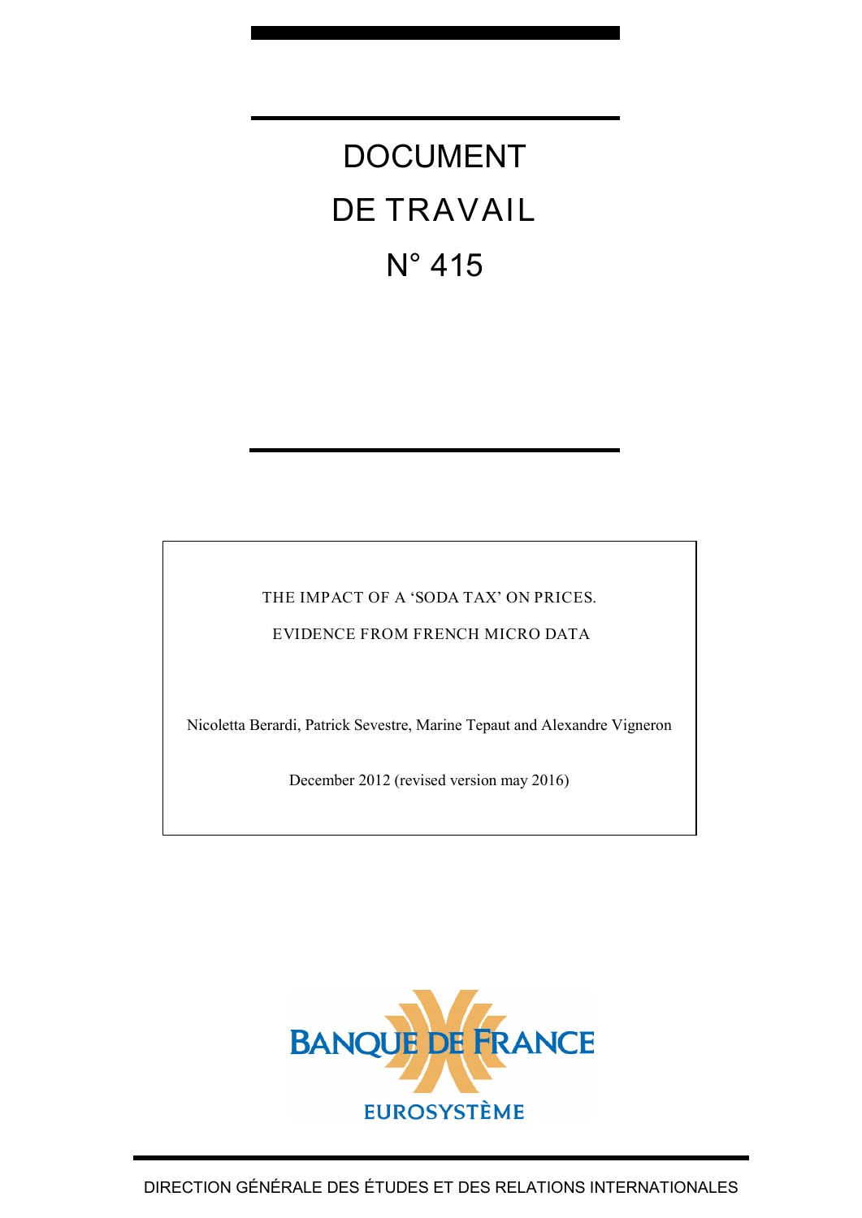# DOCUMENT DE TRAVAIL N° 415

THE IMPACT OF A 'SODA TAX' ON PRICES.

EVIDENCE FROM FRENCH MICRO DATA

Nicoletta Berardi, Patrick Sevestre, Marine Tepaut and Alexandre Vigneron

December 2012 (revised version may 2016)

BANQUE DE FRANCE

EUROSYSTÈME

DIRECTION GÉNÉRALE DES ÉTUDES ET DES RELATIONS INTERNATIONALES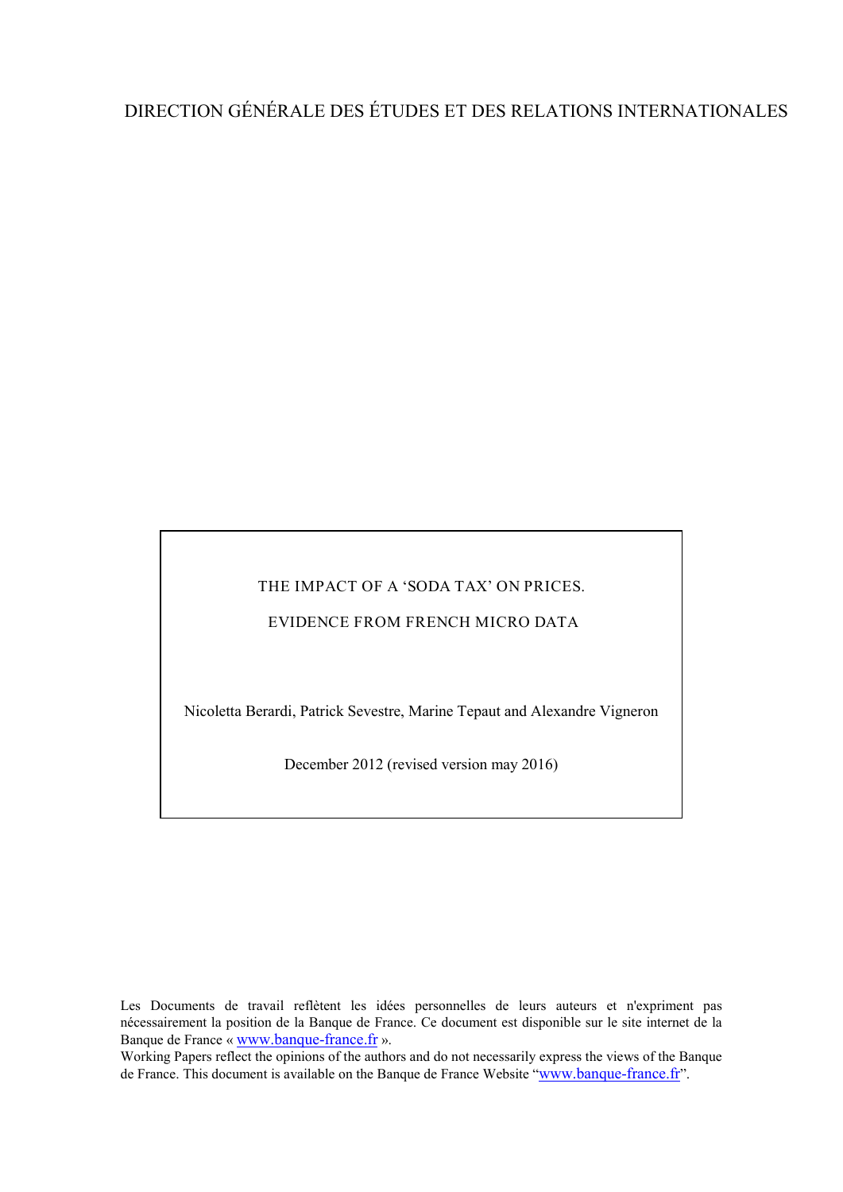DIRECTION GÉNÉRALE DES ÉTUDES ET DES RELATIONS INTERNATIONALES

THE IMPACT OF A 'SODA TAX' ON PRICES.

EVIDENCE FROM FRENCH MICRO DATA

Nicoletta Berardi, Patrick Sevestre, Marine Tepaut and Alexandre Vigneron

December 2012 (revised version may 2016)

Les Documents de travail reflètent les idées personnelles de leurs auteurs et n'expriment pas nécessairement la position de la Banque de France. Ce document est disponible sur le site internet de la Banque de France « www.banque-france.fr ».

Working Papers reflect the opinions of the authors and do not necessarily express the views of the Banque de France. This document is available on the Banque de France Website "www.banque-france.fr".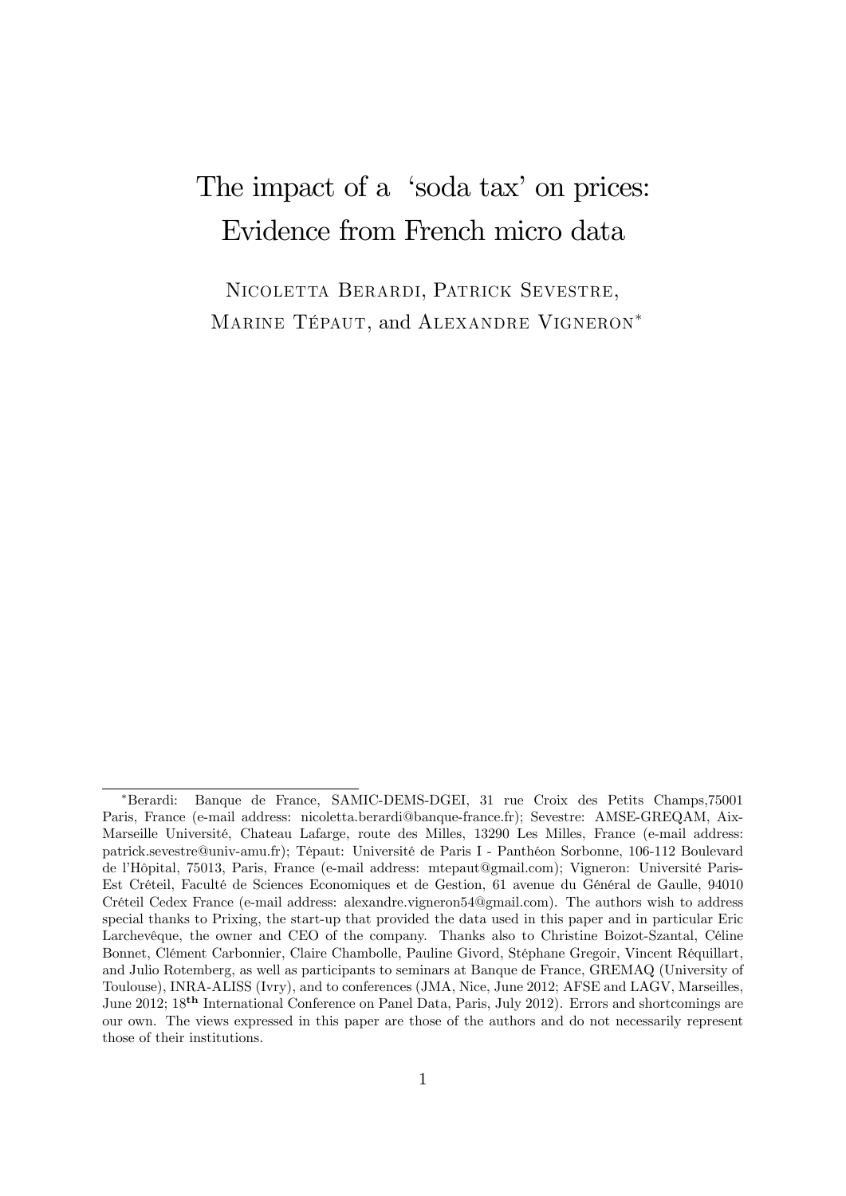# The impact of a 'soda tax' on prices: Evidence from French micro data

Nicoletta Berardi, Patrick Sevestre, Marine Tépaut, and Alexandre Vigneron*

---

*Berardi: Banque de France, SAMIC-DEMS-DGEI, 31 rue Croix des Petits Champs,75001 Paris, France (e-mail address: nicoletta.berardi@banque-france.fr); Sevestre: AMSE-GREQAM, Aix-Marseille Université, Chateau Lafarge, route des Milles, 13290 Les Milles, France (e-mail address: patrick.sevestre@univ-amu.fr); Tépaut: Université de Paris I - Panthéon Sorbonne, 106-112 Boulevard de l'Hôpital, 75013, Paris, France (e-mail address: mtepaut@gmail.com); Vigneron: Université Paris-Est Créteil, Faculté de Sciences Economiques et de Gestion, 61 avenue du Général de Gaulle, 94010 Créteil Cedex France (e-mail address: alexandre.vigneron54@gmail.com). The authors wish to address special thanks to Prixing, the start-up that provided the data used in this paper and in particular Eric Larchevêque, the owner and CEO of the company. Thanks also to Christine Boizot-Szantal, Céline Bonnet, Clément Carbonnier, Claire Chambolle, Pauline Givord, Stéphane Gregoir, Vincent Réquillart, and Julio Rotemberg, as well as participants to seminars at Banque de France, GREMAQ (University of Toulouse), INRA-ALISS (Ivry), and to conferences (JMA, Nice, June 2012; AFSE and LAGV, Marseilles, June 2012; 18th International Conference on Panel Data, Paris, July 2012). Errors and shortcomings are our own. The views expressed in this paper are those of the authors and do not necessarily represent those of their institutions.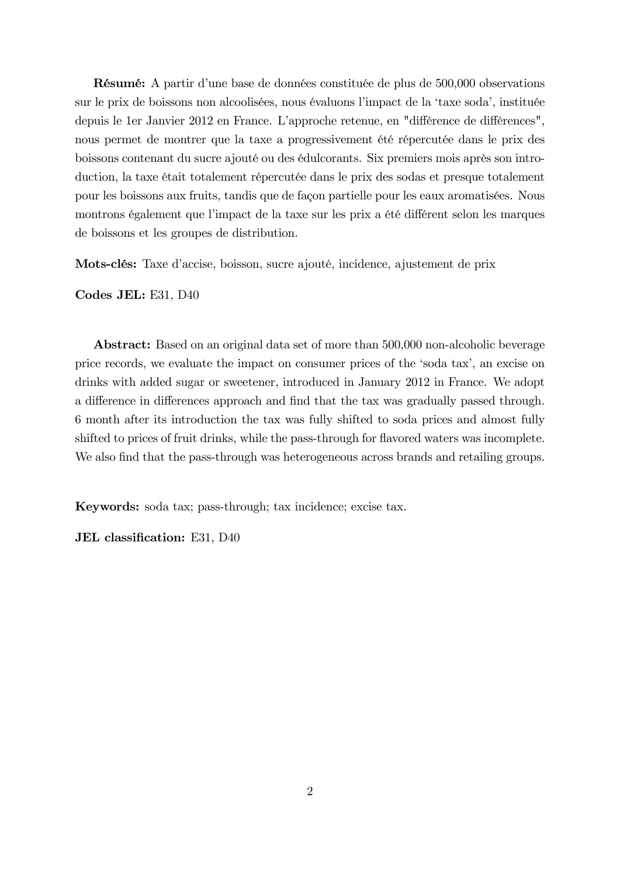**Résumé:** A partir d'une base de données constituée de plus de 500,000 observations sur le prix de boissons non alcoolisées, nous évaluons l'impact de la 'taxe soda', instituée depuis le 1er Janvier 2012 en France. L'approche retenue, en "différence de différences", nous permet de montrer que la taxe a progressivement été répercutée dans le prix des boissons contenant du sucre ajouté ou des édulcorants. Six premiers mois après son introduction, la taxe était totalement répercutée dans le prix des sodas et presque totalement pour les boissons aux fruits, tandis que de façon partielle pour les eaux aromatisées. Nous montrons également que l'impact de la taxe sur les prix a été différent selon les marques de boissons et les groupes de distribution.

**Mots-clés:** Taxe d'accise, boisson, sucre ajouté, incidence, ajustement de prix

**Codes JEL:** E31, D40

**Abstract:** Based on an original data set of more than 500,000 non-alcoholic beverage price records, we evaluate the impact on consumer prices of the 'soda tax', an excise on drinks with added sugar or sweetener, introduced in January 2012 in France. We adopt a difference in differences approach and find that the tax was gradually passed through. 6 month after its introduction the tax was fully shifted to soda prices and almost fully shifted to prices of fruit drinks, while the pass-through for flavored waters was incomplete. We also find that the pass-through was heterogeneous across brands and retailing groups.

**Keywords:** soda tax; pass-through; tax incidence; excise tax.

**JEL classification:** E31, D40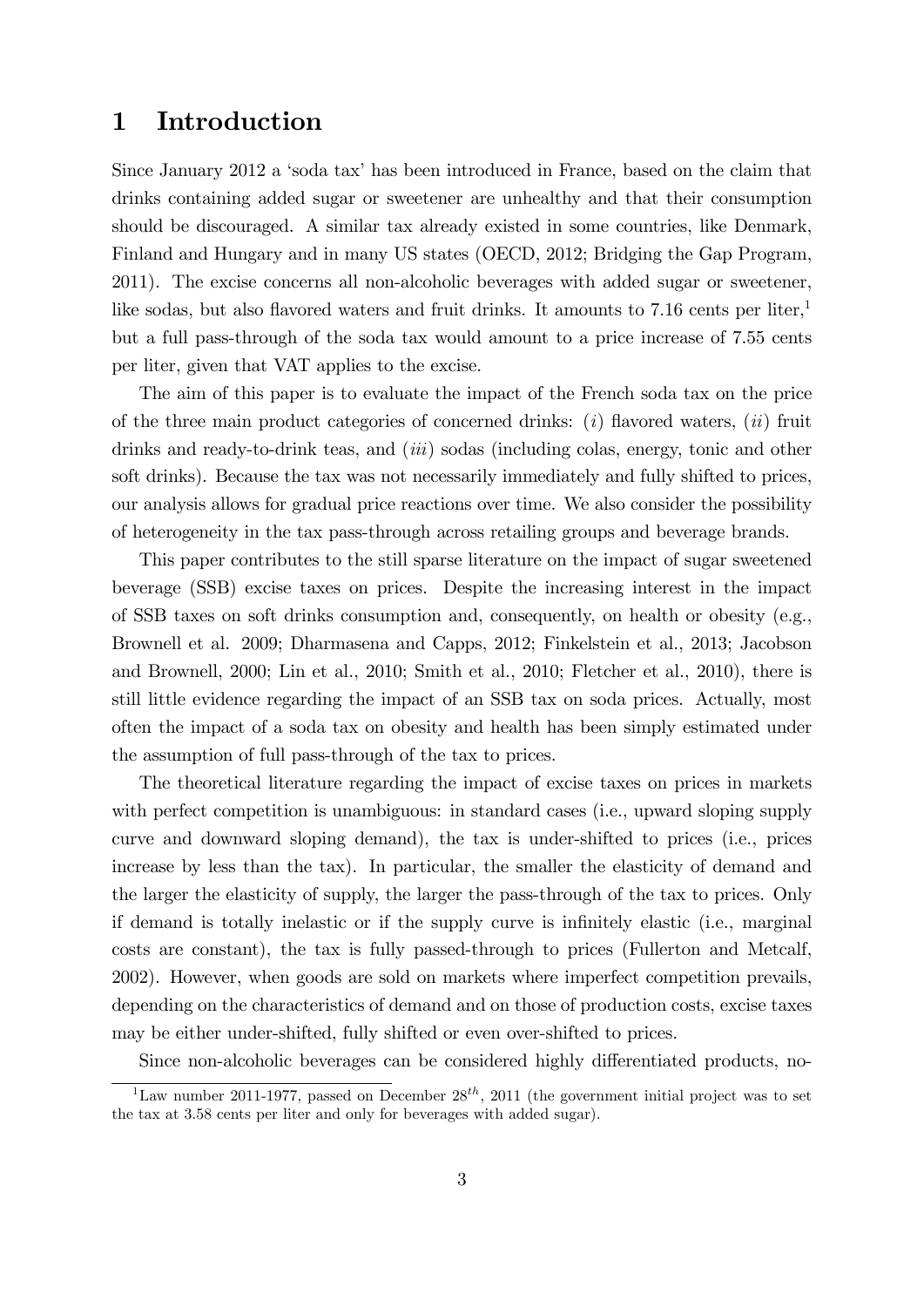# 1 Introduction

Since January 2012 a 'soda tax' has been introduced in France, based on the claim that drinks containing added sugar or sweetener are unhealthy and that their consumption should be discouraged. A similar tax already existed in some countries, like Denmark, Finland and Hungary and in many US states (OECD, 2012; Bridging the Gap Program, 2011). The excise concerns all non-alcoholic beverages with added sugar or sweetener, like sodas, but also flavored waters and fruit drinks. It amounts to 7.16 cents per liter,[1] but a full pass-through of the soda tax would amount to a price increase of 7.55 cents per liter, given that VAT applies to the excise.

The aim of this paper is to evaluate the impact of the French soda tax on the price of the three main product categories of concerned drinks: (*i*) flavored waters, (*ii*) fruit drinks and ready-to-drink teas, and (*iii*) sodas (including colas, energy, tonic and other soft drinks). Because the tax was not necessarily immediately and fully shifted to prices, our analysis allows for gradual price reactions over time. We also consider the possibility of heterogeneity in the tax pass-through across retailing groups and beverage brands.

This paper contributes to the still sparse literature on the impact of sugar sweetened beverage (SSB) excise taxes on prices. Despite the increasing interest in the impact of SSB taxes on soft drinks consumption and, consequently, on health or obesity (e.g., Brownell et al. 2009; Dharmasena and Capps, 2012; Finkelstein et al., 2013; Jacobson and Brownell, 2000; Lin et al., 2010; Smith et al., 2010; Fletcher et al., 2010), there is still little evidence regarding the impact of an SSB tax on soda prices. Actually, most often the impact of a soda tax on obesity and health has been simply estimated under the assumption of full pass-through of the tax to prices.

The theoretical literature regarding the impact of excise taxes on prices in markets with perfect competition is unambiguous: in standard cases (i.e., upward sloping supply curve and downward sloping demand), the tax is under-shifted to prices (i.e., prices increase by less than the tax). In particular, the smaller the elasticity of demand and the larger the elasticity of supply, the larger the pass-through of the tax to prices. Only if demand is totally inelastic or if the supply curve is infinitely elastic (i.e., marginal costs are constant), the tax is fully passed-through to prices (Fullerton and Metcalf, 2002). However, when goods are sold on markets where imperfect competition prevails, depending on the characteristics of demand and on those of production costs, excise taxes may be either under-shifted, fully shifted or even over-shifted to prices.

Since non-alcoholic beverages can be considered highly differentiated products, no-

[1] Law number 2011-1977, passed on December $28^{th}$, 2011 (the government initial project was to set the tax at 3.58 cents per liter and only for beverages with added sugar).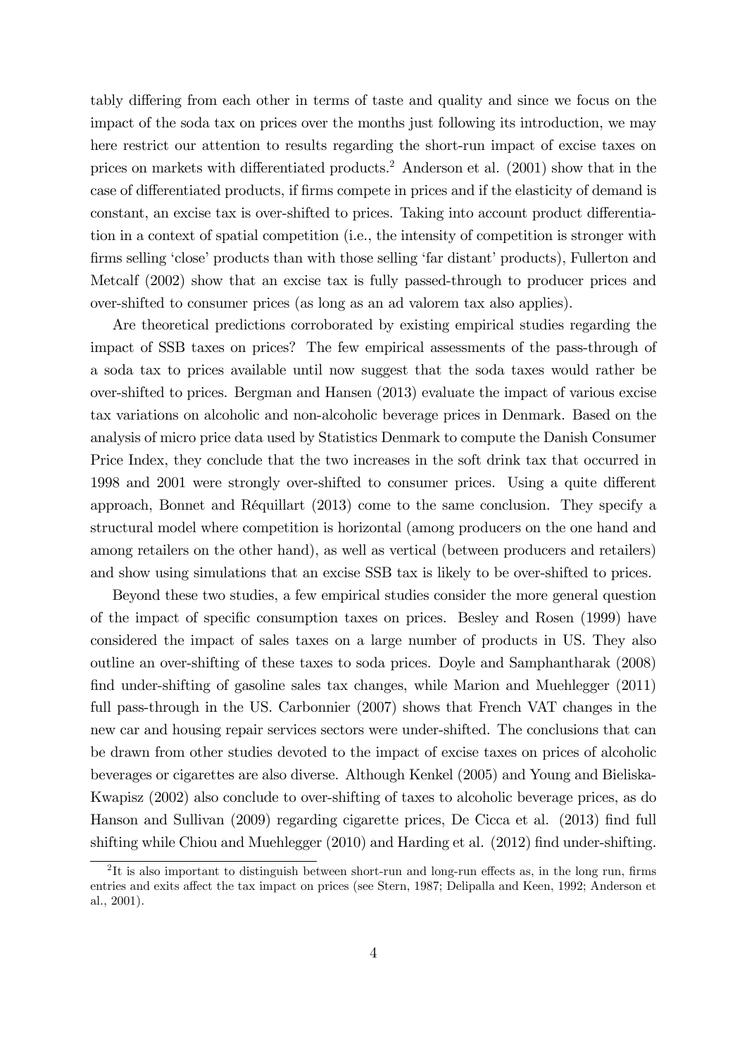tably differing from each other in terms of taste and quality and since we focus on the impact of the soda tax on prices over the months just following its introduction, we may here restrict our attention to results regarding the short-run impact of excise taxes on prices on markets with differentiated products.[2] Anderson et al. (2001) show that in the case of differentiated products, if firms compete in prices and if the elasticity of demand is constant, an excise tax is over-shifted to prices. Taking into account product differentiation in a context of spatial competition (i.e., the intensity of competition is stronger with firms selling 'close' products than with those selling 'far distant' products), Fullerton and Metcalf (2002) show that an excise tax is fully passed-through to producer prices and over-shifted to consumer prices (as long as an ad valorem tax also applies).

Are theoretical predictions corroborated by existing empirical studies regarding the impact of SSB taxes on prices? The few empirical assessments of the pass-through of a soda tax to prices available until now suggest that the soda taxes would rather be over-shifted to prices. Bergman and Hansen (2013) evaluate the impact of various excise tax variations on alcoholic and non-alcoholic beverage prices in Denmark. Based on the analysis of micro price data used by Statistics Denmark to compute the Danish Consumer Price Index, they conclude that the two increases in the soft drink tax that occurred in 1998 and 2001 were strongly over-shifted to consumer prices. Using a quite different approach, Bonnet and Réquillart (2013) come to the same conclusion. They specify a structural model where competition is horizontal (among producers on the one hand and among retailers on the other hand), as well as vertical (between producers and retailers) and show using simulations that an excise SSB tax is likely to be over-shifted to prices.

Beyond these two studies, a few empirical studies consider the more general question of the impact of specific consumption taxes on prices. Besley and Rosen (1999) have considered the impact of sales taxes on a large number of products in US. They also outline an over-shifting of these taxes to soda prices. Doyle and Samphantharak (2008) find under-shifting of gasoline sales tax changes, while Marion and Muehlegger (2011) full pass-through in the US. Carbonnier (2007) shows that French VAT changes in the new car and housing repair services sectors were under-shifted. The conclusions that can be drawn from other studies devoted to the impact of excise taxes on prices of alcoholic beverages or cigarettes are also diverse. Although Kenkel (2005) and Young and Bieliska-Kwapisz (2002) also conclude to over-shifting of taxes to alcoholic beverage prices, as do Hanson and Sullivan (2009) regarding cigarette prices, De Cicca et al. (2013) find full shifting while Chiou and Muehlegger (2010) and Harding et al. (2012) find under-shifting.

[2]It is also important to distinguish between short-run and long-run effects as, in the long run, firms entries and exits affect the tax impact on prices (see Stern, 1987; Delipalla and Keen, 1992; Anderson et al., 2001).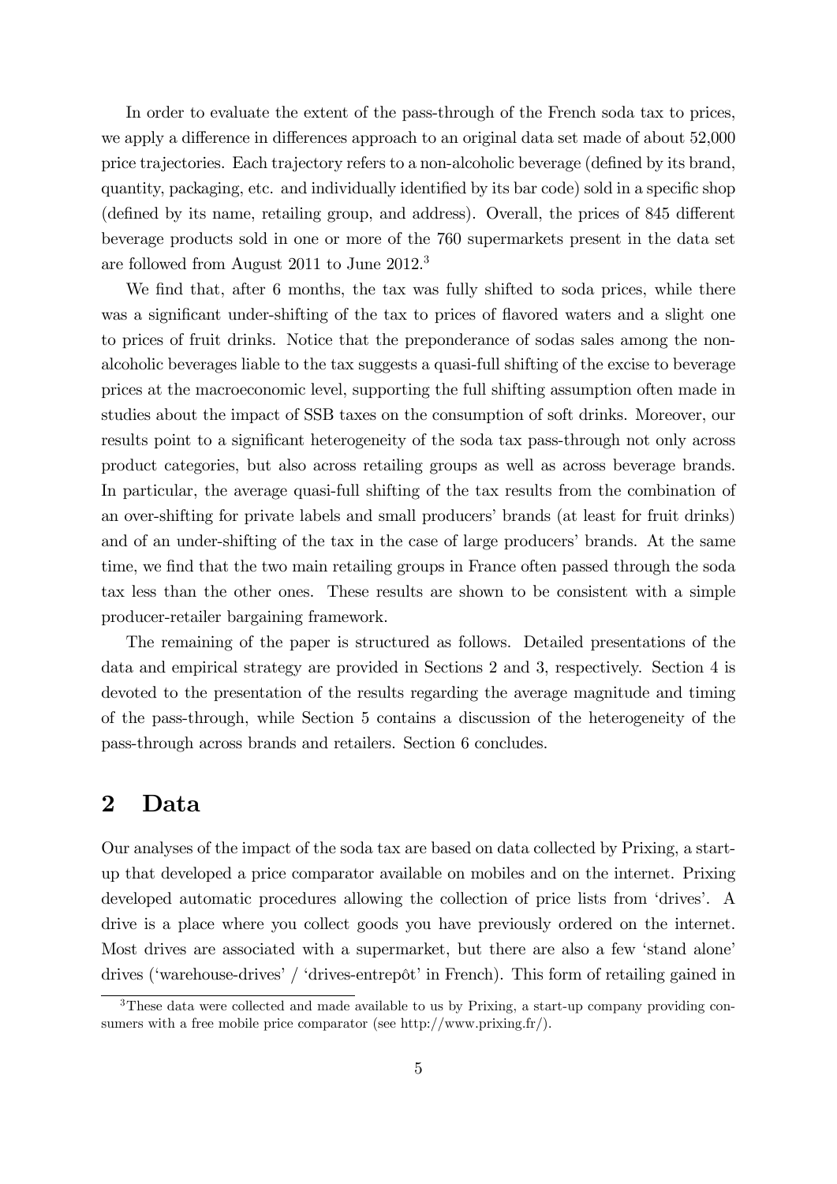In order to evaluate the extent of the pass-through of the French soda tax to prices, we apply a difference in differences approach to an original data set made of about 52,000 price trajectories. Each trajectory refers to a non-alcoholic beverage (defined by its brand, quantity, packaging, etc. and individually identified by its bar code) sold in a specific shop (defined by its name, retailing group, and address). Overall, the prices of 845 different beverage products sold in one or more of the 760 supermarkets present in the data set are followed from August 2011 to June 2012.[3]

We find that, after 6 months, the tax was fully shifted to soda prices, while there was a significant under-shifting of the tax to prices of flavored waters and a slight one to prices of fruit drinks. Notice that the preponderance of sodas sales among the non-alcoholic beverages liable to the tax suggests a quasi-full shifting of the excise to beverage prices at the macroeconomic level, supporting the full shifting assumption often made in studies about the impact of SSB taxes on the consumption of soft drinks. Moreover, our results point to a significant heterogeneity of the soda tax pass-through not only across product categories, but also across retailing groups as well as across beverage brands. In particular, the average quasi-full shifting of the tax results from the combination of an over-shifting for private labels and small producers' brands (at least for fruit drinks) and of an under-shifting of the tax in the case of large producers' brands. At the same time, we find that the two main retailing groups in France often passed through the soda tax less than the other ones. These results are shown to be consistent with a simple producer-retailer bargaining framework.

The remaining of the paper is structured as follows. Detailed presentations of the data and empirical strategy are provided in Sections 2 and 3, respectively. Section 4 is devoted to the presentation of the results regarding the average magnitude and timing of the pass-through, while Section 5 contains a discussion of the heterogeneity of the pass-through across brands and retailers. Section 6 concludes.

## 2 Data

Our analyses of the impact of the soda tax are based on data collected by Prixing, a start-up that developed a price comparator available on mobiles and on the internet. Prixing developed automatic procedures allowing the collection of price lists from 'drives'. A drive is a place where you collect goods you have previously ordered on the internet. Most drives are associated with a supermarket, but there are also a few 'stand alone' drives ('warehouse-drives' / 'drives-entrepôt' in French). This form of retailing gained in

[3] These data were collected and made available to us by Prixing, a start-up company providing consumers with a free mobile price comparator (see http://www.prixing.fr/).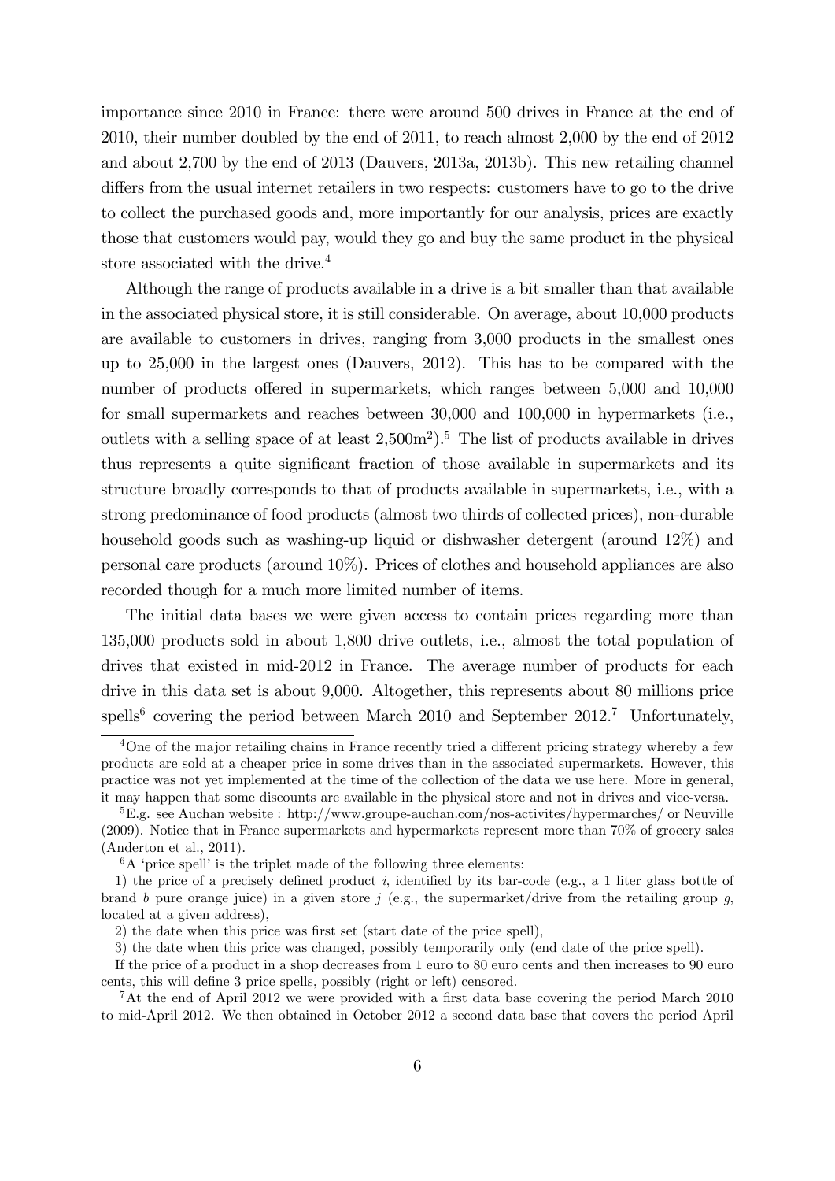importance since 2010 in France: there were around 500 drives in France at the end of 2010, their number doubled by the end of 2011, to reach almost 2,000 by the end of 2012 and about 2,700 by the end of 2013 (Dauvers, 2013a, 2013b). This new retailing channel differs from the usual internet retailers in two respects: customers have to go to the drive to collect the purchased goods and, more importantly for our analysis, prices are exactly those that customers would pay, would they go and buy the same product in the physical store associated with the drive.[4]

Although the range of products available in a drive is a bit smaller than that available in the associated physical store, it is still considerable. On average, about 10,000 products are available to customers in drives, ranging from 3,000 products in the smallest ones up to 25,000 in the largest ones (Dauvers, 2012). This has to be compared with the number of products offered in supermarkets, which ranges between 5,000 and 10,000 for small supermarkets and reaches between 30,000 and 100,000 in hypermarkets (i.e., outlets with a selling space of at least 2,500m$^2$).[5] The list of products available in drives thus represents a quite significant fraction of those available in supermarkets and its structure broadly corresponds to that of products available in supermarkets, i.e., with a strong predominance of food products (almost two thirds of collected prices), non-durable household goods such as washing-up liquid or dishwasher detergent (around 12%) and personal care products (around 10%). Prices of clothes and household appliances are also recorded though for a much more limited number of items.

The initial data bases we were given access to contain prices regarding more than 135,000 products sold in about 1,800 drive outlets, i.e., almost the total population of drives that existed in mid-2012 in France. The average number of products for each drive in this data set is about 9,000. Altogether, this represents about 80 millions price spells[6] covering the period between March 2010 and September 2012.[7] Unfortunately,

---

[4] One of the major retailing chains in France recently tried a different pricing strategy whereby a few products are sold at a cheaper price in some drives than in the associated supermarkets. However, this practice was not yet implemented at the time of the collection of the data we use here. More in general, it may happen that some discounts are available in the physical store and not in drives and vice-versa.

[5] E.g. see Auchan website : http://www.groupe-auchan.com/nos-activites/hypermarches/ or Neuville (2009). Notice that in France supermarkets and hypermarkets represent more than 70% of grocery sales (Anderton et al., 2011).

[6] A 'price spell' is the triplet made of the following three elements:

1) the price of a precisely defined product $i$, identified by its bar-code (e.g., a 1 liter glass bottle of brand $b$ pure orange juice) in a given store $j$ (e.g., the supermarket/drive from the retailing group $g$, located at a given address),

2) the date when this price was first set (start date of the price spell),

3) the date when this price was changed, possibly temporarily only (end date of the price spell).

If the price of a product in a shop decreases from 1 euro to 80 euro cents and then increases to 90 euro cents, this will define 3 price spells, possibly (right or left) censored.

[7] At the end of April 2012 we were provided with a first data base covering the period March 2010 to mid-April 2012. We then obtained in October 2012 a second data base that covers the period April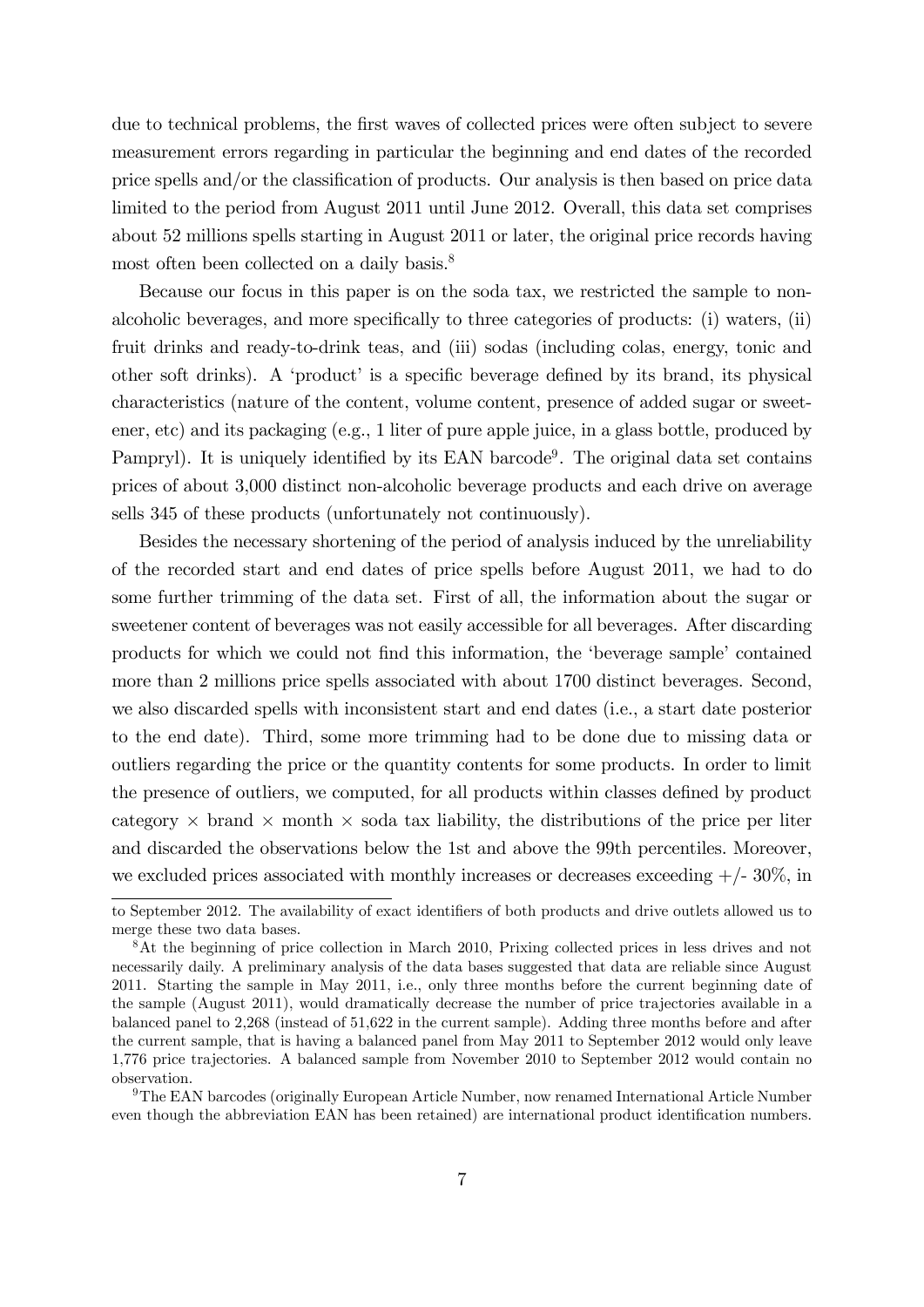due to technical problems, the first waves of collected prices were often subject to severe measurement errors regarding in particular the beginning and end dates of the recorded price spells and/or the classification of products. Our analysis is then based on price data limited to the period from August 2011 until June 2012. Overall, this data set comprises about 52 millions spells starting in August 2011 or later, the original price records having most often been collected on a daily basis.[8]

Because our focus in this paper is on the soda tax, we restricted the sample to non-alcoholic beverages, and more specifically to three categories of products: (i) waters, (ii) fruit drinks and ready-to-drink teas, and (iii) sodas (including colas, energy, tonic and other soft drinks). A 'product' is a specific beverage defined by its brand, its physical characteristics (nature of the content, volume content, presence of added sugar or sweetener, etc) and its packaging (e.g., 1 liter of pure apple juice, in a glass bottle, produced by Pampryl). It is uniquely identified by its EAN barcode[9]. The original data set contains prices of about 3,000 distinct non-alcoholic beverage products and each drive on average sells 345 of these products (unfortunately not continuously).

Besides the necessary shortening of the period of analysis induced by the unreliability of the recorded start and end dates of price spells before August 2011, we had to do some further trimming of the data set. First of all, the information about the sugar or sweetener content of beverages was not easily accessible for all beverages. After discarding products for which we could not find this information, the 'beverage sample' contained more than 2 millions price spells associated with about 1700 distinct beverages. Second, we also discarded spells with inconsistent start and end dates (i.e., a start date posterior to the end date). Third, some more trimming had to be done due to missing data or outliers regarding the price or the quantity contents for some products. In order to limit the presence of outliers, we computed, for all products within classes defined by product category $\times$ brand $\times$ month $\times$ soda tax liability, the distributions of the price per liter and discarded the observations below the 1st and above the 99th percentiles. Moreover, we excluded prices associated with monthly increases or decreases exceeding +/- 30%, in

---

to September 2012. The availability of exact identifiers of both products and drive outlets allowed us to merge these two data bases.

[8] At the beginning of price collection in March 2010, Prixing collected prices in less drives and not necessarily daily. A preliminary analysis of the data bases suggested that data are reliable since August 2011. Starting the sample in May 2011, i.e., only three months before the current beginning date of the sample (August 2011), would dramatically decrease the number of price trajectories available in a balanced panel to 2,268 (instead of 51,622 in the current sample). Adding three months before and after the current sample, that is having a balanced panel from May 2011 to September 2012 would only leave 1,776 price trajectories. A balanced sample from November 2010 to September 2012 would contain no observation.

[9] The EAN barcodes (originally European Article Number, now renamed International Article Number even though the abbreviation EAN has been retained) are international product identification numbers.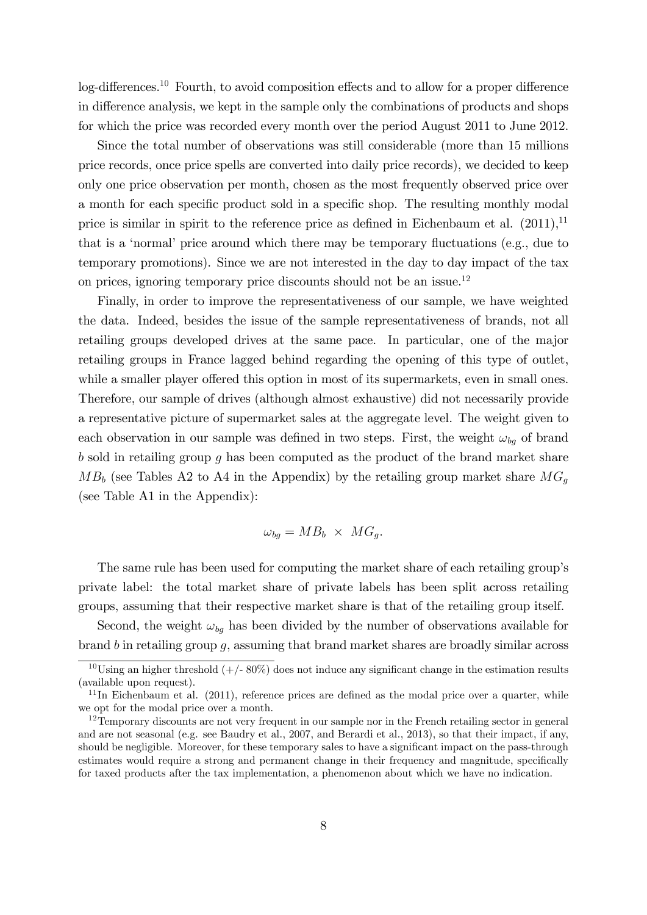log-differences.[10] Fourth, to avoid composition effects and to allow for a proper difference in difference analysis, we kept in the sample only the combinations of products and shops for which the price was recorded every month over the period August 2011 to June 2012.

Since the total number of observations was still considerable (more than 15 millions price records, once price spells are converted into daily price records), we decided to keep only one price observation per month, chosen as the most frequently observed price over a month for each specific product sold in a specific shop. The resulting monthly modal price is similar in spirit to the reference price as defined in Eichenbaum et al. (2011),[11] that is a 'normal' price around which there may be temporary fluctuations (e.g., due to temporary promotions). Since we are not interested in the day to day impact of the tax on prices, ignoring temporary price discounts should not be an issue.[12]

Finally, in order to improve the representativeness of our sample, we have weighted the data. Indeed, besides the issue of the sample representativeness of brands, not all retailing groups developed drives at the same pace. In particular, one of the major retailing groups in France lagged behind regarding the opening of this type of outlet, while a smaller player offered this option in most of its supermarkets, even in small ones. Therefore, our sample of drives (although almost exhaustive) did not necessarily provide a representative picture of supermarket sales at the aggregate level. The weight given to each observation in our sample was defined in two steps. First, the weight $\omega_{bg}$ of brand $b$ sold in retailing group $g$ has been computed as the product of the brand market share $MB_b$ (see Tables A2 to A4 in the Appendix) by the retailing group market share $MG_g$ (see Table A1 in the Appendix):

$$\omega_{bg} = MB_b \times MG_g.$$

The same rule has been used for computing the market share of each retailing group's private label: the total market share of private labels has been split across retailing groups, assuming that their respective market share is that of the retailing group itself.

Second, the weight $\omega_{bg}$ has been divided by the number of observations available for brand $b$ in retailing group $g$, assuming that brand market shares are broadly similar across

[10] Using an higher threshold (+/- 80%) does not induce any significant change in the estimation results (available upon request).

[11] In Eichenbaum et al. (2011), reference prices are defined as the modal price over a quarter, while we opt for the modal price over a month.

[12] Temporary discounts are not very frequent in our sample nor in the French retailing sector in general and are not seasonal (e.g. see Baudry et al., 2007, and Berardi et al., 2013), so that their impact, if any, should be negligible. Moreover, for these temporary sales to have a significant impact on the pass-through estimates would require a strong and permanent change in their frequency and magnitude, specifically for taxed products after the tax implementation, a phenomenon about which we have no indication.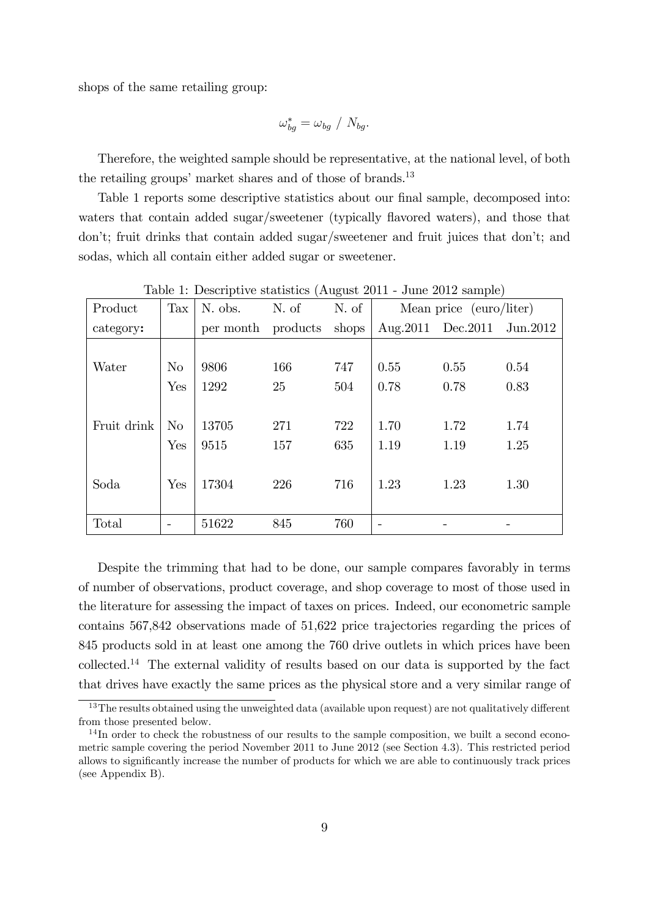shops of the same retailing group:

$$\omega_{bg}^{*} = \omega_{bg} \ / \ N_{bg}.$$

Therefore, the weighted sample should be representative, at the national level, of both the retailing groups' market shares and of those of brands.[13]

Table 1 reports some descriptive statistics about our final sample, decomposed into: waters that contain added sugar/sweetener (typically flavored waters), and those that don't; fruit drinks that contain added sugar/sweetener and fruit juices that don't; and sodas, which all contain either added sugar or sweetener.

Table 1: Descriptive statistics (August 2011 - June 2012 sample)

| Product category: | Tax | N. obs. per month | N. of products | N. of shops | Mean price (euro/liter) Aug.2011 | Dec.2011 | Jun.2012 |
|---|---|---|---|---|---|---|---|
| Water | No | 9806 | 166 | 747 | 0.55 | 0.55 | 0.54 |
| | Yes | 1292 | 25 | 504 | 0.78 | 0.78 | 0.83 |
| Fruit drink | No | 13705 | 271 | 722 | 1.70 | 1.72 | 1.74 |
| | Yes | 9515 | 157 | 635 | 1.19 | 1.19 | 1.25 |
| Soda | Yes | 17304 | 226 | 716 | 1.23 | 1.23 | 1.30 |
| Total | - | 51622 | 845 | 760 | - | - | - |

Despite the trimming that had to be done, our sample compares favorably in terms of number of observations, product coverage, and shop coverage to most of those used in the literature for assessing the impact of taxes on prices. Indeed, our econometric sample contains 567,842 observations made of 51,622 price trajectories regarding the prices of 845 products sold in at least one among the 760 drive outlets in which prices have been collected.[14] The external validity of results based on our data is supported by the fact that drives have exactly the same prices as the physical store and a very similar range of

[13] The results obtained using the unweighted data (available upon request) are not qualitatively different from those presented below.

[14] In order to check the robustness of our results to the sample composition, we built a second econometric sample covering the period November 2011 to June 2012 (see Section 4.3). This restricted period allows to significantly increase the number of products for which we are able to continuously track prices (see Appendix B).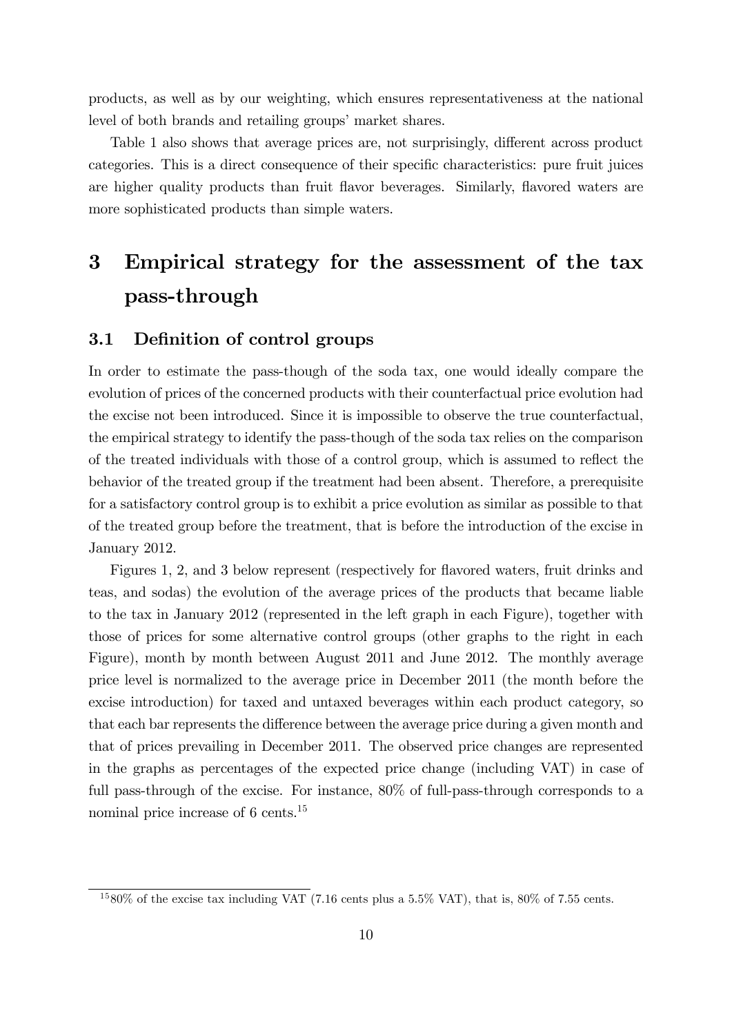products, as well as by our weighting, which ensures representativeness at the national level of both brands and retailing groups' market shares.

Table 1 also shows that average prices are, not surprisingly, different across product categories. This is a direct consequence of their specific characteristics: pure fruit juices are higher quality products than fruit flavor beverages. Similarly, flavored waters are more sophisticated products than simple waters.

# 3 Empirical strategy for the assessment of the tax pass-through

## 3.1 Definition of control groups

In order to estimate the pass-though of the soda tax, one would ideally compare the evolution of prices of the concerned products with their counterfactual price evolution had the excise not been introduced. Since it is impossible to observe the true counterfactual, the empirical strategy to identify the pass-though of the soda tax relies on the comparison of the treated individuals with those of a control group, which is assumed to reflect the behavior of the treated group if the treatment had been absent. Therefore, a prerequisite for a satisfactory control group is to exhibit a price evolution as similar as possible to that of the treated group before the treatment, that is before the introduction of the excise in January 2012.

Figures 1, 2, and 3 below represent (respectively for flavored waters, fruit drinks and teas, and sodas) the evolution of the average prices of the products that became liable to the tax in January 2012 (represented in the left graph in each Figure), together with those of prices for some alternative control groups (other graphs to the right in each Figure), month by month between August 2011 and June 2012. The monthly average price level is normalized to the average price in December 2011 (the month before the excise introduction) for taxed and untaxed beverages within each product category, so that each bar represents the difference between the average price during a given month and that of prices prevailing in December 2011. The observed price changes are represented in the graphs as percentages of the expected price change (including VAT) in case of full pass-through of the excise. For instance, 80% of full-pass-through corresponds to a nominal price increase of 6 cents.[15]

[15] 80% of the excise tax including VAT (7.16 cents plus a 5.5% VAT), that is, 80% of 7.55 cents.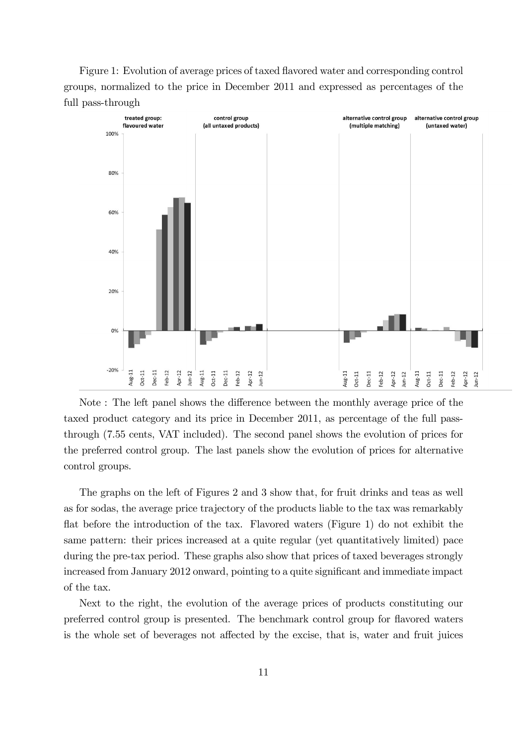Figure 1: Evolution of average prices of taxed flavored water and corresponding control groups, normalized to the price in December 2011 and expressed as percentages of the full pass-through

Note : The left panel shows the difference between the monthly average price of the taxed product category and its price in December 2011, as percentage of the full pass-through (7.55 cents, VAT included). The second panel shows the evolution of prices for the preferred control group. The last panels show the evolution of prices for alternative control groups.

The graphs on the left of Figures 2 and 3 show that, for fruit drinks and teas as well as for sodas, the average price trajectory of the products liable to the tax was remarkably flat before the introduction of the tax. Flavored waters (Figure 1) do not exhibit the same pattern: their prices increased at a quite regular (yet quantitatively limited) pace during the pre-tax period. These graphs also show that prices of taxed beverages strongly increased from January 2012 onward, pointing to a quite significant and immediate impact of the tax.

Next to the right, the evolution of the average prices of products constituting our preferred control group is presented. The benchmark control group for flavored waters is the whole set of beverages not affected by the excise, that is, water and fruit juices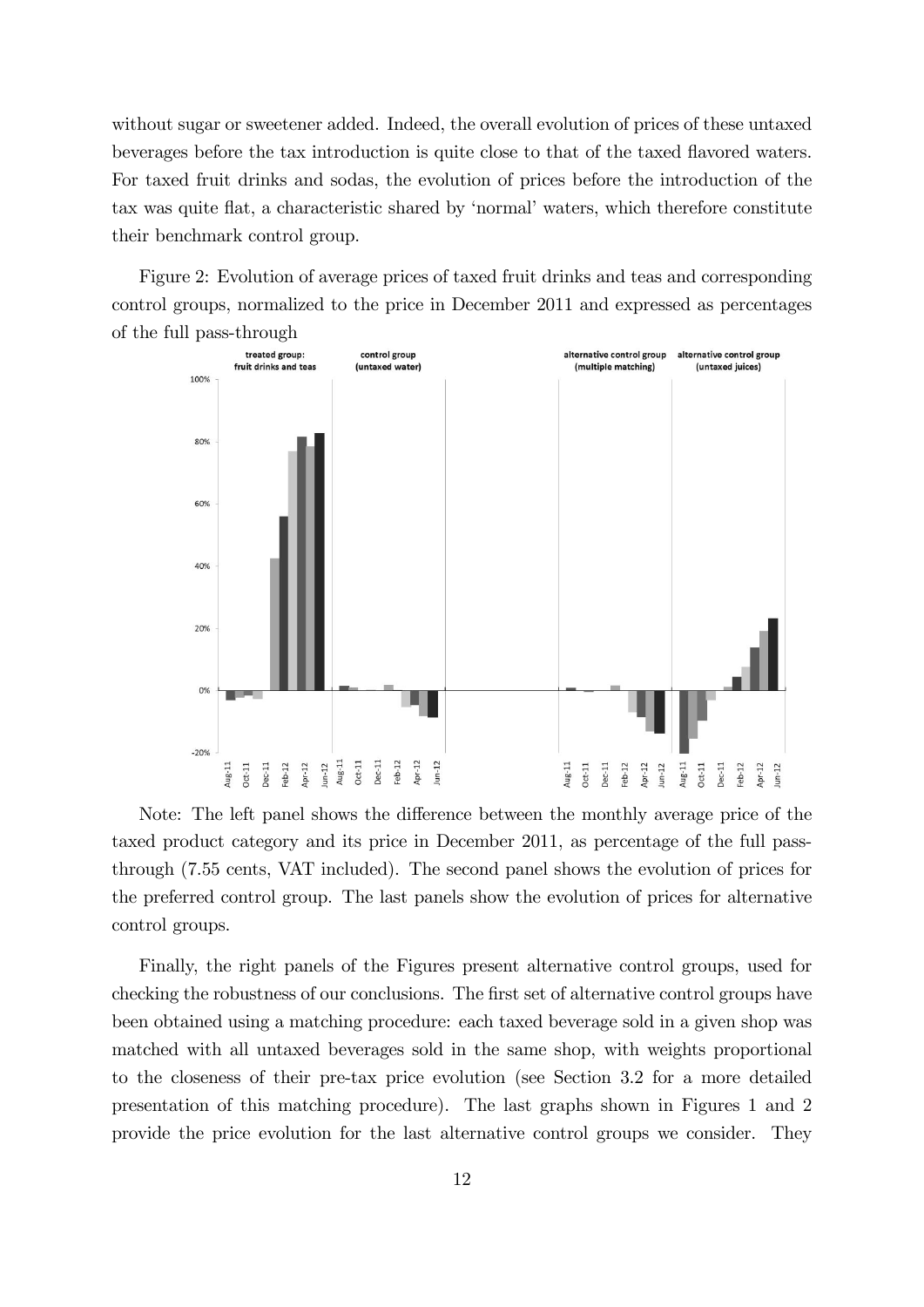without sugar or sweetener added. Indeed, the overall evolution of prices of these untaxed beverages before the tax introduction is quite close to that of the taxed flavored waters. For taxed fruit drinks and sodas, the evolution of prices before the introduction of the tax was quite flat, a characteristic shared by 'normal' waters, which therefore constitute their benchmark control group.

Figure 2: Evolution of average prices of taxed fruit drinks and teas and corresponding control groups, normalized to the price in December 2011 and expressed as percentages of the full pass-through

Note: The left panel shows the difference between the monthly average price of the taxed product category and its price in December 2011, as percentage of the full pass-through (7.55 cents, VAT included). The second panel shows the evolution of prices for the preferred control group. The last panels show the evolution of prices for alternative control groups.

Finally, the right panels of the Figures present alternative control groups, used for checking the robustness of our conclusions. The first set of alternative control groups have been obtained using a matching procedure: each taxed beverage sold in a given shop was matched with all untaxed beverages sold in the same shop, with weights proportional to the closeness of their pre-tax price evolution (see Section 3.2 for a more detailed presentation of this matching procedure). The last graphs shown in Figures 1 and 2 provide the price evolution for the last alternative control groups we consider. They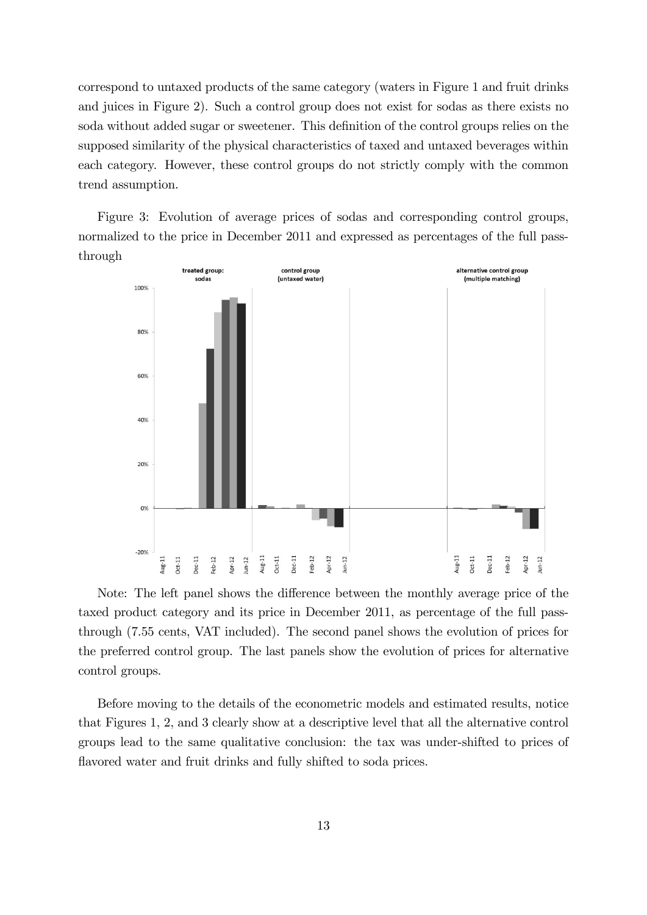correspond to untaxed products of the same category (waters in Figure 1 and fruit drinks and juices in Figure 2). Such a control group does not exist for sodas as there exists no soda without added sugar or sweetener. This definition of the control groups relies on the supposed similarity of the physical characteristics of taxed and untaxed beverages within each category. However, these control groups do not strictly comply with the common trend assumption.

Figure 3: Evolution of average prices of sodas and corresponding control groups, normalized to the price in December 2011 and expressed as percentages of the full pass-through

Note: The left panel shows the difference between the monthly average price of the taxed product category and its price in December 2011, as percentage of the full pass-through (7.55 cents, VAT included). The second panel shows the evolution of prices for the preferred control group. The last panels show the evolution of prices for alternative control groups.

Before moving to the details of the econometric models and estimated results, notice that Figures 1, 2, and 3 clearly show at a descriptive level that all the alternative control groups lead to the same qualitative conclusion: the tax was under-shifted to prices of flavored water and fruit drinks and fully shifted to soda prices.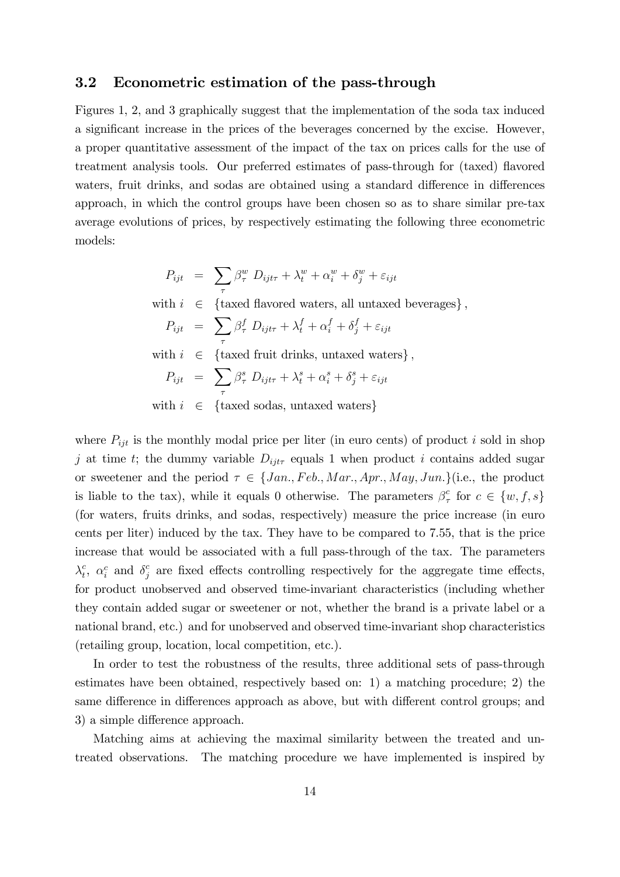### 3.2 Econometric estimation of the pass-through

Figures 1, 2, and 3 graphically suggest that the implementation of the soda tax induced a significant increase in the prices of the beverages concerned by the excise. However, a proper quantitative assessment of the impact of the tax on prices calls for the use of treatment analysis tools. Our preferred estimates of pass-through for (taxed) flavored waters, fruit drinks, and sodas are obtained using a standard difference in differences approach, in which the control groups have been chosen so as to share similar pre-tax average evolutions of prices, by respectively estimating the following three econometric models:

$$
\begin{aligned}
P_{ijt} &= \sum_{\tau} \beta^{w}_{\tau} \ D_{ijt\tau} + \lambda^{w}_{t} + \alpha^{w}_{i} + \delta^{w}_{j} + \varepsilon_{ijt} \\
\text{with } i &\in \{\text{taxed flavored waters, all untaxed beverages}\}, \\
P_{ijt} &= \sum_{\tau} \beta^{f}_{\tau} \ D_{ijt\tau} + \lambda^{f}_{t} + \alpha^{f}_{i} + \delta^{f}_{j} + \varepsilon_{ijt} \\
\text{with } i &\in \{\text{taxed fruit drinks, untaxed waters}\}, \\
P_{ijt} &= \sum_{\tau} \beta^{s}_{\tau} \ D_{ijt\tau} + \lambda^{s}_{t} + \alpha^{s}_{i} + \delta^{s}_{j} + \varepsilon_{ijt} \\
\text{with } i &\in \{\text{taxed sodas, untaxed waters}\}
\end{aligned}
$$

where $P_{ijt}$ is the monthly modal price per liter (in euro cents) of product $i$ sold in shop $j$ at time $t$; the dummy variable $D_{ijt\tau}$ equals 1 when product $i$ contains added sugar or sweetener and the period $\tau \in \{Jan., Feb., Mar., Apr., May, Jun.\}$(i.e., the product is liable to the tax), while it equals 0 otherwise. The parameters $\beta^{c}_{\tau}$ for $c \in \{w, f, s\}$ (for waters, fruits drinks, and sodas, respectively) measure the price increase (in euro cents per liter) induced by the tax. They have to be compared to 7.55, that is the price increase that would be associated with a full pass-through of the tax. The parameters $\lambda^{c}_{t}$, $\alpha^{c}_{i}$ and $\delta^{c}_{j}$ are fixed effects controlling respectively for the aggregate time effects, for product unobserved and observed time-invariant characteristics (including whether they contain added sugar or sweetener or not, whether the brand is a private label or a national brand, etc.) and for unobserved and observed time-invariant shop characteristics (retailing group, location, local competition, etc.).

In order to test the robustness of the results, three additional sets of pass-through estimates have been obtained, respectively based on: 1) a matching procedure; 2) the same difference in differences approach as above, but with different control groups; and 3) a simple difference approach.

Matching aims at achieving the maximal similarity between the treated and untreated observations. The matching procedure we have implemented is inspired by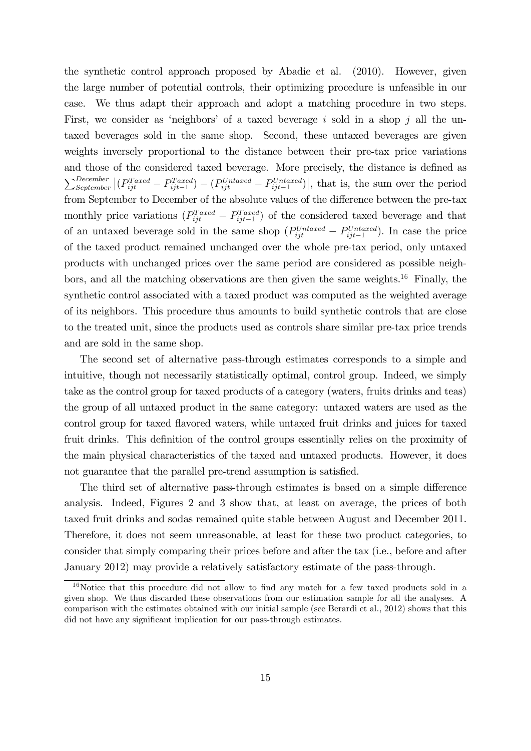the synthetic control approach proposed by Abadie et al. (2010). However, given the large number of potential controls, their optimizing procedure is unfeasible in our case. We thus adapt their approach and adopt a matching procedure in two steps. First, we consider as 'neighbors' of a taxed beverage $i$ sold in a shop $j$ all the untaxed beverages sold in the same shop. Second, these untaxed beverages are given weights inversely proportional to the distance between their pre-tax price variations and those of the considered taxed beverage. More precisely, the distance is defined as $\sum_{September}^{December} \left|(P_{ijt}^{Taxed} - P_{ijt-1}^{Taxed}) - (P_{ijt}^{Untaxed} - P_{ijt-1}^{Untaxed})\right|$, that is, the sum over the period from September to December of the absolute values of the difference between the pre-tax monthly price variations $(P_{ijt}^{Taxed} - P_{ijt-1}^{Taxed})$ of the considered taxed beverage and that of an untaxed beverage sold in the same shop $(P_{ijt}^{Untaxed} - P_{ijt-1}^{Untaxed})$. In case the price of the taxed product remained unchanged over the whole pre-tax period, only untaxed products with unchanged prices over the same period are considered as possible neighbors, and all the matching observations are then given the same weights.[16] Finally, the synthetic control associated with a taxed product was computed as the weighted average of its neighbors. This procedure thus amounts to build synthetic controls that are close to the treated unit, since the products used as controls share similar pre-tax price trends and are sold in the same shop.

The second set of alternative pass-through estimates corresponds to a simple and intuitive, though not necessarily statistically optimal, control group. Indeed, we simply take as the control group for taxed products of a category (waters, fruits drinks and teas) the group of all untaxed product in the same category: untaxed waters are used as the control group for taxed flavored waters, while untaxed fruit drinks and juices for taxed fruit drinks. This definition of the control groups essentially relies on the proximity of the main physical characteristics of the taxed and untaxed products. However, it does not guarantee that the parallel pre-trend assumption is satisfied.

The third set of alternative pass-through estimates is based on a simple difference analysis. Indeed, Figures 2 and 3 show that, at least on average, the prices of both taxed fruit drinks and sodas remained quite stable between August and December 2011. Therefore, it does not seem unreasonable, at least for these two product categories, to consider that simply comparing their prices before and after the tax (i.e., before and after January 2012) may provide a relatively satisfactory estimate of the pass-through.

[16] Notice that this procedure did not allow to find any match for a few taxed products sold in a given shop. We thus discarded these observations from our estimation sample for all the analyses. A comparison with the estimates obtained with our initial sample (see Berardi et al., 2012) shows that this did not have any significant implication for our pass-through estimates.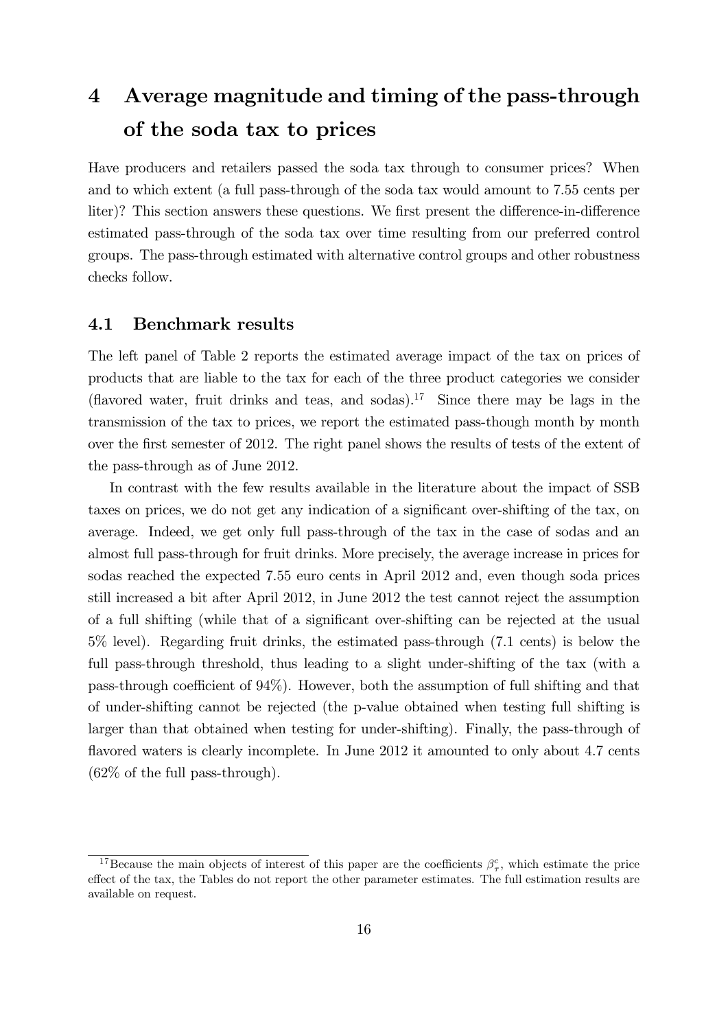# 4 Average magnitude and timing of the pass-through of the soda tax to prices

Have producers and retailers passed the soda tax through to consumer prices? When and to which extent (a full pass-through of the soda tax would amount to 7.55 cents per liter)? This section answers these questions. We first present the difference-in-difference estimated pass-through of the soda tax over time resulting from our preferred control groups. The pass-through estimated with alternative control groups and other robustness checks follow.

## 4.1 Benchmark results

The left panel of Table 2 reports the estimated average impact of the tax on prices of products that are liable to the tax for each of the three product categories we consider (flavored water, fruit drinks and teas, and sodas).[17] Since there may be lags in the transmission of the tax to prices, we report the estimated pass-though month by month over the first semester of 2012. The right panel shows the results of tests of the extent of the pass-through as of June 2012.

In contrast with the few results available in the literature about the impact of SSB taxes on prices, we do not get any indication of a significant over-shifting of the tax, on average. Indeed, we get only full pass-through of the tax in the case of sodas and an almost full pass-through for fruit drinks. More precisely, the average increase in prices for sodas reached the expected 7.55 euro cents in April 2012 and, even though soda prices still increased a bit after April 2012, in June 2012 the test cannot reject the assumption of a full shifting (while that of a significant over-shifting can be rejected at the usual 5% level). Regarding fruit drinks, the estimated pass-through (7.1 cents) is below the full pass-through threshold, thus leading to a slight under-shifting of the tax (with a pass-through coefficient of 94%). However, both the assumption of full shifting and that of under-shifting cannot be rejected (the p-value obtained when testing full shifting is larger than that obtained when testing for under-shifting). Finally, the pass-through of flavored waters is clearly incomplete. In June 2012 it amounted to only about 4.7 cents (62% of the full pass-through).

[17] Because the main objects of interest of this paper are the coefficients $\beta_{\tau}^{c}$, which estimate the price effect of the tax, the Tables do not report the other parameter estimates. The full estimation results are available on request.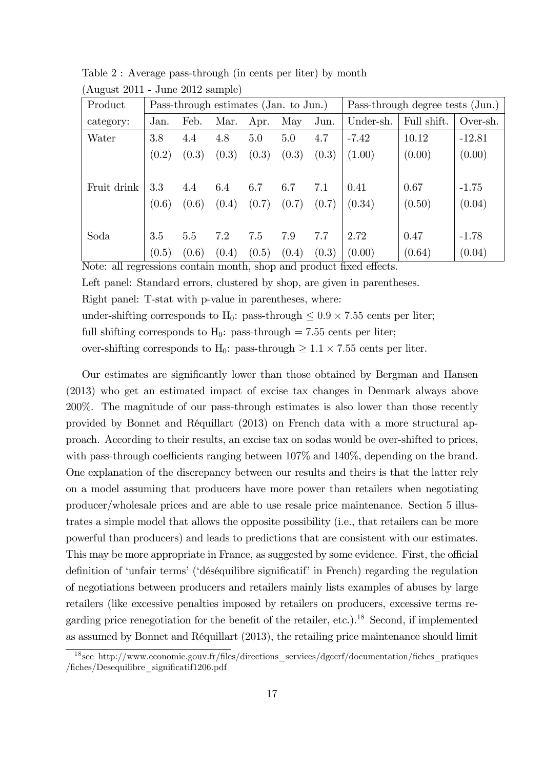Table 2 : Average pass-through (in cents per liter) by month
(August 2011 - June 2012 sample)

| Product | Pass-through estimates (Jan. to Jun.) | | | | | | Pass-through degree tests (Jun.) | | |
|---|---|---|---|---|---|---|---|---|---|
| category: | Jan. | Feb. | Mar. | Apr. | May | Jun. | Under-sh. | Full shift. | Over-sh. |
| Water | 3.8 | 4.4 | 4.8 | 5.0 | 5.0 | 4.7 | -7.42 | 10.12 | -12.81 |
| | (0.2) | (0.3) | (0.3) | (0.3) | (0.3) | (0.3) | (1.00) | (0.00) | (0.00) |
| Fruit drink | 3.3 | 4.4 | 6.4 | 6.7 | 6.7 | 7.1 | 0.41 | 0.67 | -1.75 |
| | (0.6) | (0.6) | (0.4) | (0.7) | (0.7) | (0.7) | (0.34) | (0.50) | (0.04) |
| Soda | 3.5 | 5.5 | 7.2 | 7.5 | 7.9 | 7.7 | 2.72 | 0.47 | -1.78 |
| | (0.5) | (0.6) | (0.4) | (0.5) | (0.4) | (0.3) | (0.00) | (0.64) | (0.04) |

Note: all regressions contain month, shop and product fixed effects.

Left panel: Standard errors, clustered by shop, are given in parentheses.

Right panel: T-stat with p-value in parentheses, where:

under-shifting corresponds to $H_0$: pass-through $\leq 0.9 \times 7.55$ cents per liter;

full shifting corresponds to $H_0$: pass-through $= 7.55$ cents per liter;

over-shifting corresponds to $H_0$: pass-through $\geq 1.1 \times 7.55$ cents per liter.

Our estimates are significantly lower than those obtained by Bergman and Hansen (2013) who get an estimated impact of excise tax changes in Denmark always above 200%. The magnitude of our pass-through estimates is also lower than those recently provided by Bonnet and Réquillart (2013) on French data with a more structural approach. According to their results, an excise tax on sodas would be over-shifted to prices, with pass-through coefficients ranging between 107% and 140%, depending on the brand. One explanation of the discrepancy between our results and theirs is that the latter rely on a model assuming that producers have more power than retailers when negotiating producer/wholesale prices and are able to use resale price maintenance. Section 5 illustrates a simple model that allows the opposite possibility (i.e., that retailers can be more powerful than producers) and leads to predictions that are consistent with our estimates. This may be more appropriate in France, as suggested by some evidence. First, the official definition of 'unfair terms' ('déséquilibre significatif' in French) regarding the regulation of negotiations between producers and retailers mainly lists examples of abuses by large retailers (like excessive penalties imposed by retailers on producers, excessive terms regarding price renegotiation for the benefit of the retailer, etc.).[18] Second, if implemented as assumed by Bonnet and Réquillart (2013), the retailing price maintenance should limit

[18] see http://www.economie.gouv.fr/files/directions_services/dgccrf/documentation/fiches_pratiques/fiches/Desequilibre_significatif1206.pdf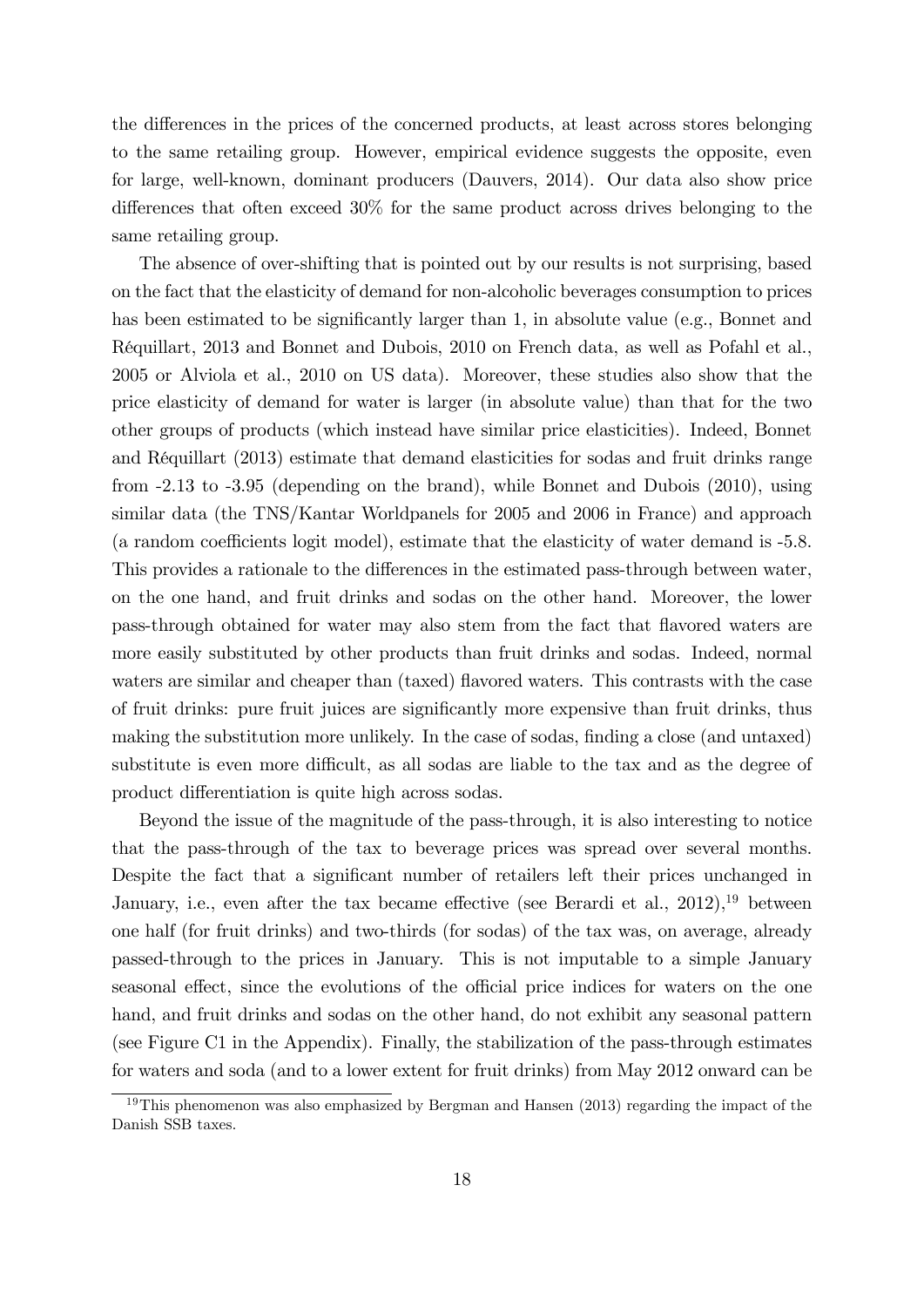the differences in the prices of the concerned products, at least across stores belonging to the same retailing group. However, empirical evidence suggests the opposite, even for large, well-known, dominant producers (Dauvers, 2014). Our data also show price differences that often exceed 30% for the same product across drives belonging to the same retailing group.

The absence of over-shifting that is pointed out by our results is not surprising, based on the fact that the elasticity of demand for non-alcoholic beverages consumption to prices has been estimated to be significantly larger than 1, in absolute value (e.g., Bonnet and Réquillart, 2013 and Bonnet and Dubois, 2010 on French data, as well as Pofahl et al., 2005 or Alviola et al., 2010 on US data). Moreover, these studies also show that the price elasticity of demand for water is larger (in absolute value) than that for the two other groups of products (which instead have similar price elasticities). Indeed, Bonnet and Réquillart (2013) estimate that demand elasticities for sodas and fruit drinks range from -2.13 to -3.95 (depending on the brand), while Bonnet and Dubois (2010), using similar data (the TNS/Kantar Worldpanels for 2005 and 2006 in France) and approach (a random coefficients logit model), estimate that the elasticity of water demand is -5.8. This provides a rationale to the differences in the estimated pass-through between water, on the one hand, and fruit drinks and sodas on the other hand. Moreover, the lower pass-through obtained for water may also stem from the fact that flavored waters are more easily substituted by other products than fruit drinks and sodas. Indeed, normal waters are similar and cheaper than (taxed) flavored waters. This contrasts with the case of fruit drinks: pure fruit juices are significantly more expensive than fruit drinks, thus making the substitution more unlikely. In the case of sodas, finding a close (and untaxed) substitute is even more difficult, as all sodas are liable to the tax and as the degree of product differentiation is quite high across sodas.

Beyond the issue of the magnitude of the pass-through, it is also interesting to notice that the pass-through of the tax to beverage prices was spread over several months. Despite the fact that a significant number of retailers left their prices unchanged in January, i.e., even after the tax became effective (see Berardi et al., 2012),[19] between one half (for fruit drinks) and two-thirds (for sodas) of the tax was, on average, already passed-through to the prices in January. This is not imputable to a simple January seasonal effect, since the evolutions of the official price indices for waters on the one hand, and fruit drinks and sodas on the other hand, do not exhibit any seasonal pattern (see Figure C1 in the Appendix). Finally, the stabilization of the pass-through estimates for waters and soda (and to a lower extent for fruit drinks) from May 2012 onward can be

[19] This phenomenon was also emphasized by Bergman and Hansen (2013) regarding the impact of the Danish SSB taxes.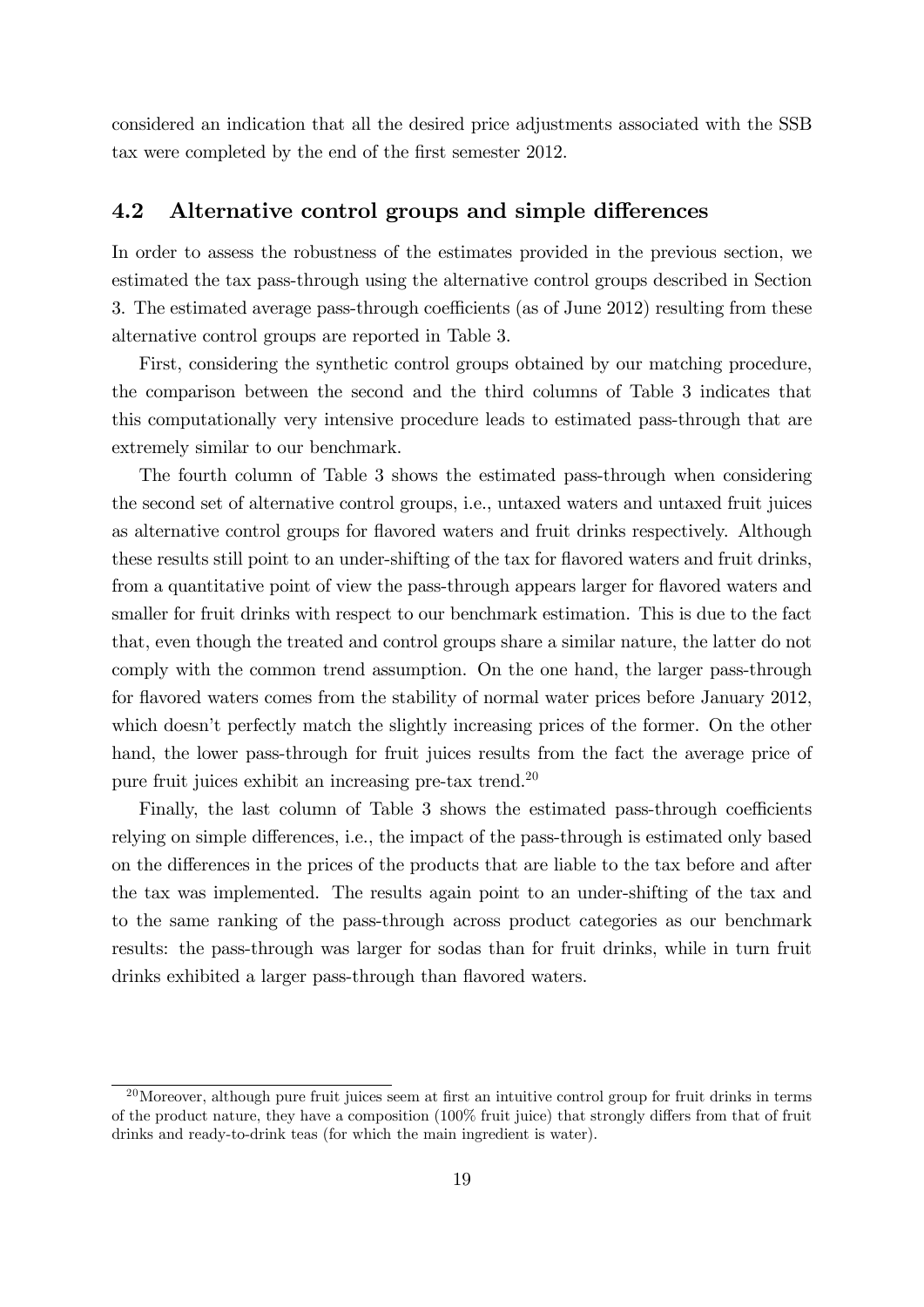considered an indication that all the desired price adjustments associated with the SSB tax were completed by the end of the first semester 2012.

## 4.2 Alternative control groups and simple differences

In order to assess the robustness of the estimates provided in the previous section, we estimated the tax pass-through using the alternative control groups described in Section 3. The estimated average pass-through coefficients (as of June 2012) resulting from these alternative control groups are reported in Table 3.

First, considering the synthetic control groups obtained by our matching procedure, the comparison between the second and the third columns of Table 3 indicates that this computationally very intensive procedure leads to estimated pass-through that are extremely similar to our benchmark.

The fourth column of Table 3 shows the estimated pass-through when considering the second set of alternative control groups, i.e., untaxed waters and untaxed fruit juices as alternative control groups for flavored waters and fruit drinks respectively. Although these results still point to an under-shifting of the tax for flavored waters and fruit drinks, from a quantitative point of view the pass-through appears larger for flavored waters and smaller for fruit drinks with respect to our benchmark estimation. This is due to the fact that, even though the treated and control groups share a similar nature, the latter do not comply with the common trend assumption. On the one hand, the larger pass-through for flavored waters comes from the stability of normal water prices before January 2012, which doesn't perfectly match the slightly increasing prices of the former. On the other hand, the lower pass-through for fruit juices results from the fact the average price of pure fruit juices exhibit an increasing pre-tax trend.[20]

Finally, the last column of Table 3 shows the estimated pass-through coefficients relying on simple differences, i.e., the impact of the pass-through is estimated only based on the differences in the prices of the products that are liable to the tax before and after the tax was implemented. The results again point to an under-shifting of the tax and to the same ranking of the pass-through across product categories as our benchmark results: the pass-through was larger for sodas than for fruit drinks, while in turn fruit drinks exhibited a larger pass-through than flavored waters.

[20] Moreover, although pure fruit juices seem at first an intuitive control group for fruit drinks in terms of the product nature, they have a composition (100% fruit juice) that strongly differs from that of fruit drinks and ready-to-drink teas (for which the main ingredient is water).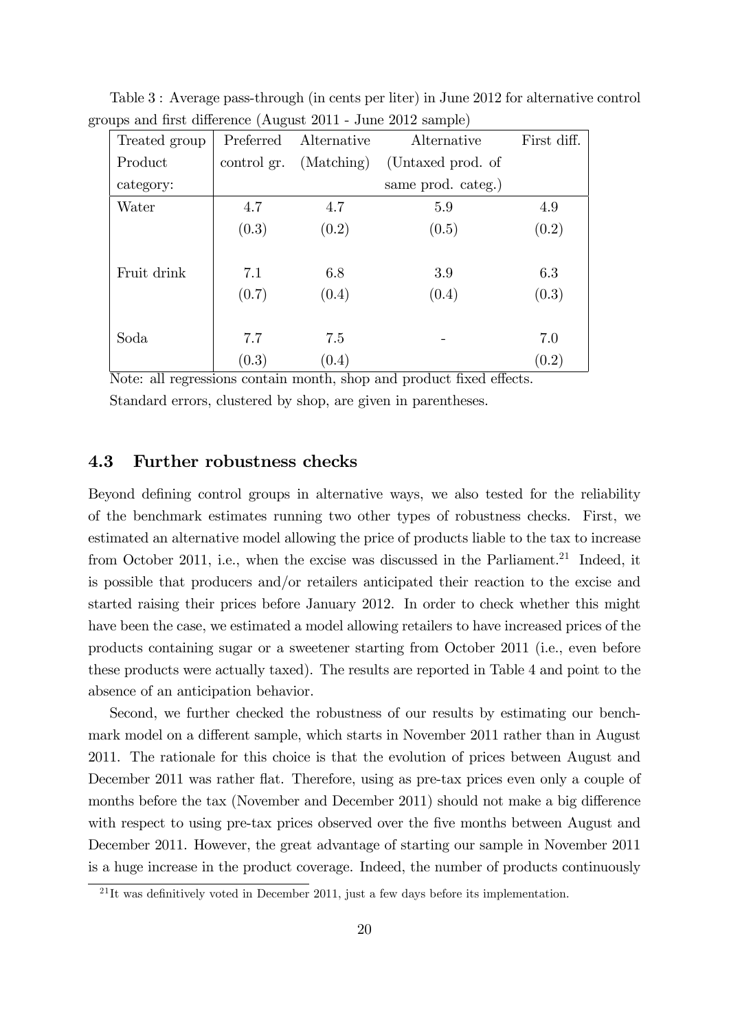Table 3 : Average pass-through (in cents per liter) in June 2012 for alternative control groups and first difference (August 2011 - June 2012 sample)

| Treated group Product category: | Preferred control gr. | Alternative (Matching) | Alternative (Untaxed prod. of same prod. categ.) | First diff. |
|---|---|---|---|---|
| Water | 4.7 | 4.7 | 5.9 | 4.9 |
| | (0.3) | (0.2) | (0.5) | (0.2) |
| Fruit drink | 7.1 | 6.8 | 3.9 | 6.3 |
| | (0.7) | (0.4) | (0.4) | (0.3) |
| Soda | 7.7 | 7.5 | - | 7.0 |
| | (0.3) | (0.4) | | (0.2) |

Note: all regressions contain month, shop and product fixed effects.
Standard errors, clustered by shop, are given in parentheses.

### 4.3 Further robustness checks

Beyond defining control groups in alternative ways, we also tested for the reliability of the benchmark estimates running two other types of robustness checks. First, we estimated an alternative model allowing the price of products liable to the tax to increase from October 2011, i.e., when the excise was discussed in the Parliament.[21] Indeed, it is possible that producers and/or retailers anticipated their reaction to the excise and started raising their prices before January 2012. In order to check whether this might have been the case, we estimated a model allowing retailers to have increased prices of the products containing sugar or a sweetener starting from October 2011 (i.e., even before these products were actually taxed). The results are reported in Table 4 and point to the absence of an anticipation behavior.

Second, we further checked the robustness of our results by estimating our benchmark model on a different sample, which starts in November 2011 rather than in August 2011. The rationale for this choice is that the evolution of prices between August and December 2011 was rather flat. Therefore, using as pre-tax prices even only a couple of months before the tax (November and December 2011) should not make a big difference with respect to using pre-tax prices observed over the five months between August and December 2011. However, the great advantage of starting our sample in November 2011 is a huge increase in the product coverage. Indeed, the number of products continuously

[21] It was definitively voted in December 2011, just a few days before its implementation.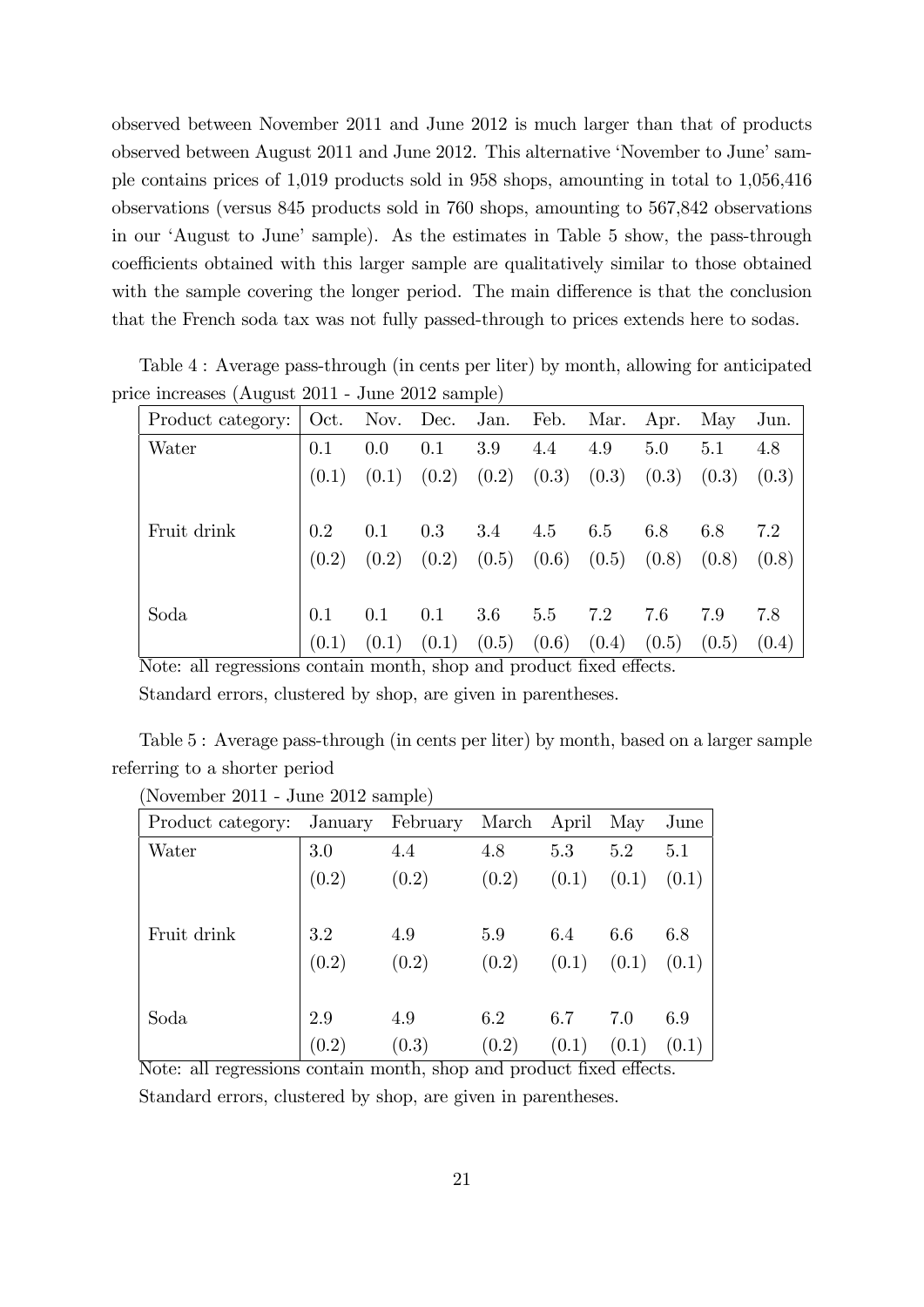observed between November 2011 and June 2012 is much larger than that of products observed between August 2011 and June 2012. This alternative 'November to June' sample contains prices of 1,019 products sold in 958 shops, amounting in total to 1,056,416 observations (versus 845 products sold in 760 shops, amounting to 567,842 observations in our 'August to June' sample). As the estimates in Table 5 show, the pass-through coefficients obtained with this larger sample are qualitatively similar to those obtained with the sample covering the longer period. The main difference is that the conclusion that the French soda tax was not fully passed-through to prices extends here to sodas.

Table 4 : Average pass-through (in cents per liter) by month, allowing for anticipated price increases (August 2011 - June 2012 sample)

| Product category: | Oct. | Nov. | Dec. | Jan. | Feb. | Mar. | Apr. | May | Jun. |
|---|---|---|---|---|---|---|---|---|---|
| Water | 0.1 | 0.0 | 0.1 | 3.9 | 4.4 | 4.9 | 5.0 | 5.1 | 4.8 |
| | (0.1) | (0.1) | (0.2) | (0.2) | (0.3) | (0.3) | (0.3) | (0.3) | (0.3) |
| Fruit drink | 0.2 | 0.1 | 0.3 | 3.4 | 4.5 | 6.5 | 6.8 | 6.8 | 7.2 |
| | (0.2) | (0.2) | (0.2) | (0.5) | (0.6) | (0.5) | (0.8) | (0.8) | (0.8) |
| Soda | 0.1 | 0.1 | 0.1 | 3.6 | 5.5 | 7.2 | 7.6 | 7.9 | 7.8 |
| | (0.1) | (0.1) | (0.1) | (0.5) | (0.6) | (0.4) | (0.5) | (0.5) | (0.4) |

Note: all regressions contain month, shop and product fixed effects.
Standard errors, clustered by shop, are given in parentheses.

Table 5 : Average pass-through (in cents per liter) by month, based on a larger sample referring to a shorter period

(November 2011 - June 2012 sample)

| Product category: | January | February | March | April | May | June |
|---|---|---|---|---|---|---|
| Water | 3.0 | 4.4 | 4.8 | 5.3 | 5.2 | 5.1 |
| | (0.2) | (0.2) | (0.2) | (0.1) | (0.1) | (0.1) |
| Fruit drink | 3.2 | 4.9 | 5.9 | 6.4 | 6.6 | 6.8 |
| | (0.2) | (0.2) | (0.2) | (0.1) | (0.1) | (0.1) |
| Soda | 2.9 | 4.9 | 6.2 | 6.7 | 7.0 | 6.9 |
| | (0.2) | (0.3) | (0.2) | (0.1) | (0.1) | (0.1) |

Note: all regressions contain month, shop and product fixed effects.
Standard errors, clustered by shop, are given in parentheses.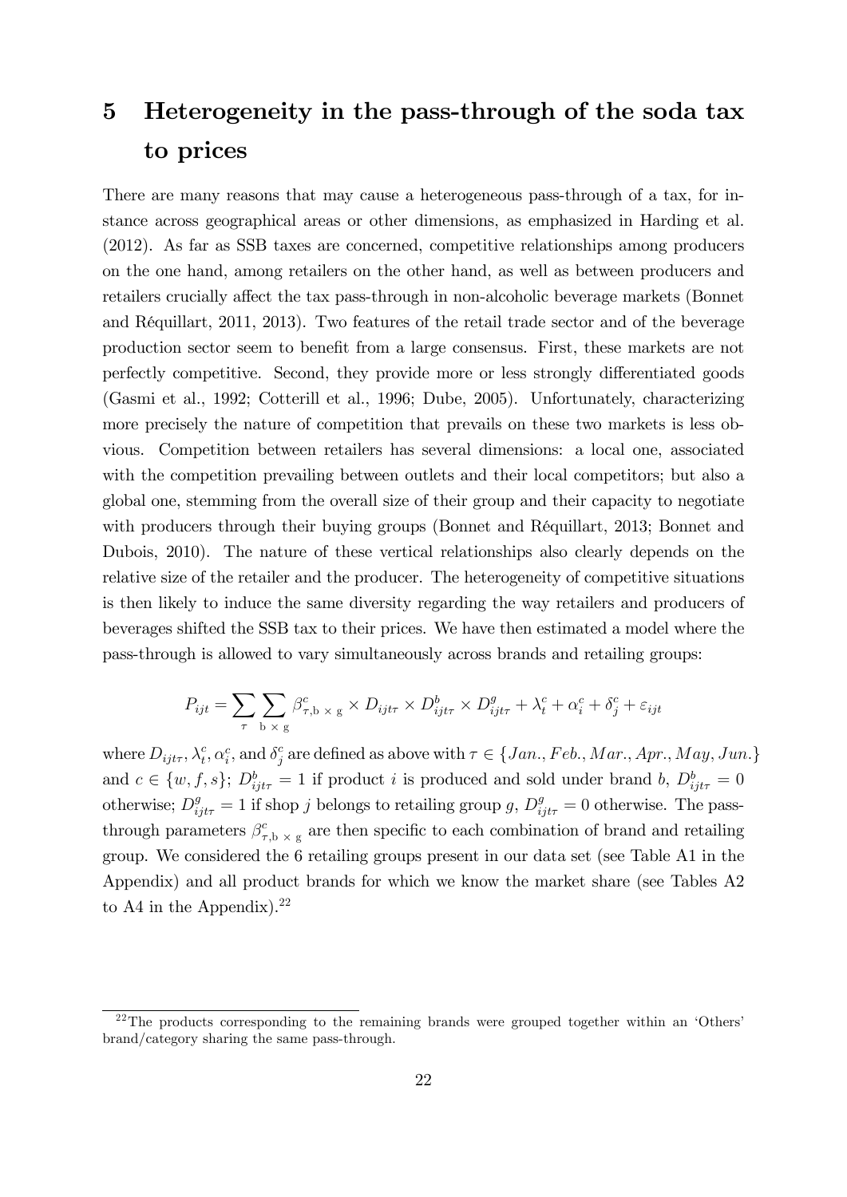# 5 Heterogeneity in the pass-through of the soda tax to prices

There are many reasons that may cause a heterogeneous pass-through of a tax, for instance across geographical areas or other dimensions, as emphasized in Harding et al. (2012). As far as SSB taxes are concerned, competitive relationships among producers on the one hand, among retailers on the other hand, as well as between producers and retailers crucially affect the tax pass-through in non-alcoholic beverage markets (Bonnet and Réquillart, 2011, 2013). Two features of the retail trade sector and of the beverage production sector seem to benefit from a large consensus. First, these markets are not perfectly competitive. Second, they provide more or less strongly differentiated goods (Gasmi et al., 1992; Cotterill et al., 1996; Dube, 2005). Unfortunately, characterizing more precisely the nature of competition that prevails on these two markets is less obvious. Competition between retailers has several dimensions: a local one, associated with the competition prevailing between outlets and their local competitors; but also a global one, stemming from the overall size of their group and their capacity to negotiate with producers through their buying groups (Bonnet and Réquillart, 2013; Bonnet and Dubois, 2010). The nature of these vertical relationships also clearly depends on the relative size of the retailer and the producer. The heterogeneity of competitive situations is then likely to induce the same diversity regarding the way retailers and producers of beverages shifted the SSB tax to their prices. We have then estimated a model where the pass-through is allowed to vary simultaneously across brands and retailing groups:

$$P_{ijt} = \sum_{\tau} \sum_{\text{b} \times \text{g}} \beta^{c}_{\tau,\text{b} \times \text{g}} \times D_{ijt\tau} \times D^{b}_{ijt\tau} \times D^{g}_{ijt\tau} + \lambda^{c}_{t} + \alpha^{c}_{i} + \delta^{c}_{j} + \varepsilon_{ijt}$$

where $D_{ijt\tau}, \lambda^c_t, \alpha^c_i$, and $\delta^c_j$ are defined as above with $\tau \in \{Jan., Feb., Mar., Apr., May, Jun.\}$ and $c \in \{w, f, s\}$; $D^b_{ijt\tau} = 1$ if product $i$ is produced and sold under brand $b$, $D^b_{ijt\tau} = 0$ otherwise; $D^g_{ijt\tau} = 1$ if shop $j$ belongs to retailing group $g$, $D^g_{ijt\tau} = 0$ otherwise. The pass-through parameters $\beta^c_{\tau,\text{b} \times \text{g}}$ are then specific to each combination of brand and retailing group. We considered the 6 retailing groups present in our data set (see Table A1 in the Appendix) and all product brands for which we know the market share (see Tables A2 to A4 in the Appendix).[22]

[22] The products corresponding to the remaining brands were grouped together within an 'Others' brand/category sharing the same pass-through.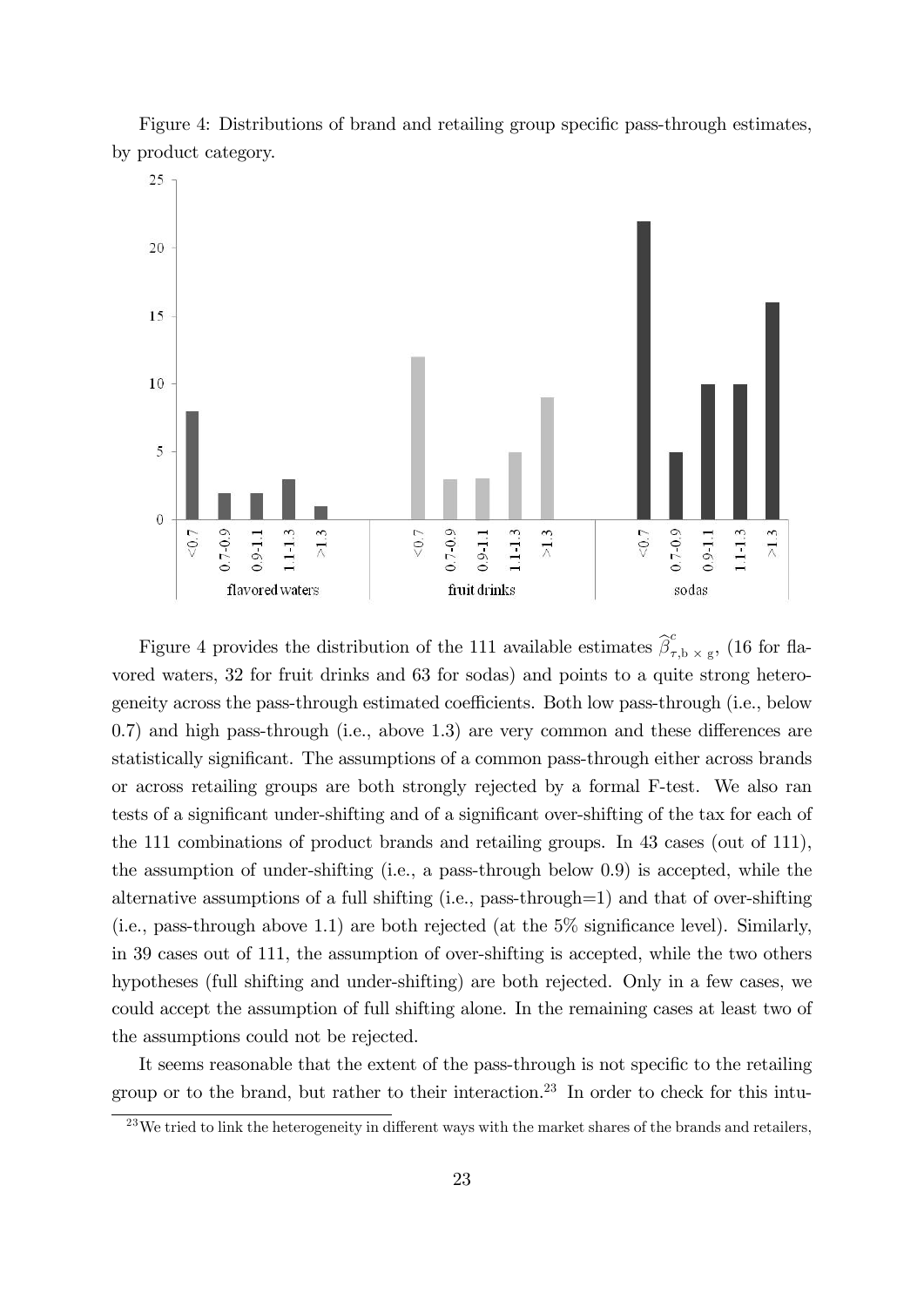Figure 4: Distributions of brand and retailing group specific pass-through estimates, by product category.

Figure 4 provides the distribution of the 111 available estimates $\widehat{\beta}^{c}_{\tau,\mathrm{b}\times\mathrm{g}}$, (16 for flavored waters, 32 for fruit drinks and 63 for sodas) and points to a quite strong heterogeneity across the pass-through estimated coefficients. Both low pass-through (i.e., below 0.7) and high pass-through (i.e., above 1.3) are very common and these differences are statistically significant. The assumptions of a common pass-through either across brands or across retailing groups are both strongly rejected by a formal F-test. We also ran tests of a significant under-shifting and of a significant over-shifting of the tax for each of the 111 combinations of product brands and retailing groups. In 43 cases (out of 111), the assumption of under-shifting (i.e., a pass-through below 0.9) is accepted, while the alternative assumptions of a full shifting (i.e., pass-through=1) and that of over-shifting (i.e., pass-through above 1.1) are both rejected (at the 5% significance level). Similarly, in 39 cases out of 111, the assumption of over-shifting is accepted, while the two others hypotheses (full shifting and under-shifting) are both rejected. Only in a few cases, we could accept the assumption of full shifting alone. In the remaining cases at least two of the assumptions could not be rejected.

It seems reasonable that the extent of the pass-through is not specific to the retailing group or to the brand, but rather to their interaction.[23] In order to check for this intu-

[23] We tried to link the heterogeneity in different ways with the market shares of the brands and retailers,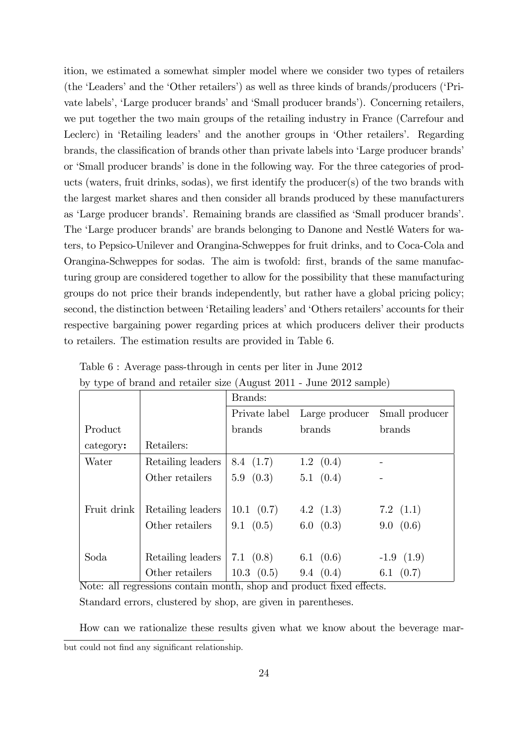ition, we estimated a somewhat simpler model where we consider two types of retailers (the 'Leaders' and the 'Other retailers') as well as three kinds of brands/producers ('Private labels', 'Large producer brands' and 'Small producer brands'). Concerning retailers, we put together the two main groups of the retailing industry in France (Carrefour and Leclerc) in 'Retailing leaders' and the another groups in 'Other retailers'. Regarding brands, the classification of brands other than private labels into 'Large producer brands' or 'Small producer brands' is done in the following way. For the three categories of products (waters, fruit drinks, sodas), we first identify the producer(s) of the two brands with the largest market shares and then consider all brands produced by these manufacturers as 'Large producer brands'. Remaining brands are classified as 'Small producer brands'. The 'Large producer brands' are brands belonging to Danone and Nestlé Waters for waters, to Pepsico-Unilever and Orangina-Schweppes for fruit drinks, and to Coca-Cola and Orangina-Schweppes for sodas. The aim is twofold: first, brands of the same manufacturing group are considered together to allow for the possibility that these manufacturing groups do not price their brands independently, but rather have a global pricing policy; second, the distinction between 'Retailing leaders' and 'Others retailers' accounts for their respective bargaining power regarding prices at which producers deliver their products to retailers. The estimation results are provided in Table 6.

Table 6 : Average pass-through in cents per liter in June 2012
by type of brand and retailer size (August 2011 - June 2012 sample)

| | | Brands: | | |
|---|---|---|---|---|
| Product category: | Retailers: | Private label brands | Large producer brands | Small producer brands |
| Water | Retailing leaders | 8.4 (1.7) | 1.2 (0.4) | - |
| | Other retailers | 5.9 (0.3) | 5.1 (0.4) | - |
| Fruit drink | Retailing leaders | 10.1 (0.7) | 4.2 (1.3) | 7.2 (1.1) |
| | Other retailers | 9.1 (0.5) | 6.0 (0.3) | 9.0 (0.6) |
| Soda | Retailing leaders | 7.1 (0.8) | 6.1 (0.6) | -1.9 (1.9) |
| | Other retailers | 10.3 (0.5) | 9.4 (0.4) | 6.1 (0.7) |

Note: all regressions contain month, shop and product fixed effects.
Standard errors, clustered by shop, are given in parentheses.

How can we rationalize these results given what we know about the beverage mar-

but could not find any significant relationship.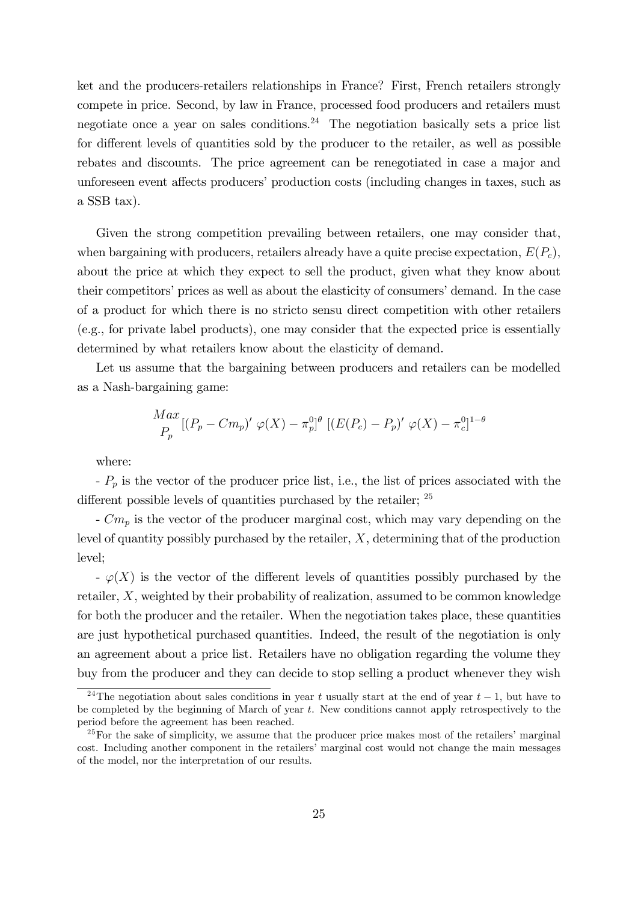ket and the producers-retailers relationships in France? First, French retailers strongly compete in price. Second, by law in France, processed food producers and retailers must negotiate once a year on sales conditions.[24] The negotiation basically sets a price list for different levels of quantities sold by the producer to the retailer, as well as possible rebates and discounts. The price agreement can be renegotiated in case a major and unforeseen event affects producers' production costs (including changes in taxes, such as a SSB tax).

Given the strong competition prevailing between retailers, one may consider that, when bargaining with producers, retailers already have a quite precise expectation, $E(P_c)$, about the price at which they expect to sell the product, given what they know about their competitors' prices as well as about the elasticity of consumers' demand. In the case of a product for which there is no stricto sensu direct competition with other retailers (e.g., for private label products), one may consider that the expected price is essentially determined by what retailers know about the elasticity of demand.

Let us assume that the bargaining between producers and retailers can be modelled as a Nash-bargaining game:

$$\underset{P_p}{Max} \, [(P_p - Cm_p)' \, \varphi(X) - \pi_p^0]^\theta \, [(E(P_c) - P_p)' \, \varphi(X) - \pi_c^0]^{1-\theta}$$

where:

- $P_p$ is the vector of the producer price list, i.e., the list of prices associated with the different possible levels of quantities purchased by the retailer; [25]

- $Cm_p$ is the vector of the producer marginal cost, which may vary depending on the level of quantity possibly purchased by the retailer, $X$, determining that of the production level;

- $\varphi(X)$ is the vector of the different levels of quantities possibly purchased by the retailer, $X$, weighted by their probability of realization, assumed to be common knowledge for both the producer and the retailer. When the negotiation takes place, these quantities are just hypothetical purchased quantities. Indeed, the result of the negotiation is only an agreement about a price list. Retailers have no obligation regarding the volume they buy from the producer and they can decide to stop selling a product whenever they wish

[24] The negotiation about sales conditions in year $t$ usually start at the end of year $t-1$, but have to be completed by the beginning of March of year $t$. New conditions cannot apply retrospectively to the period before the agreement has been reached.

[25] For the sake of simplicity, we assume that the producer price makes most of the retailers' marginal cost. Including another component in the retailers' marginal cost would not change the main messages of the model, nor the interpretation of our results.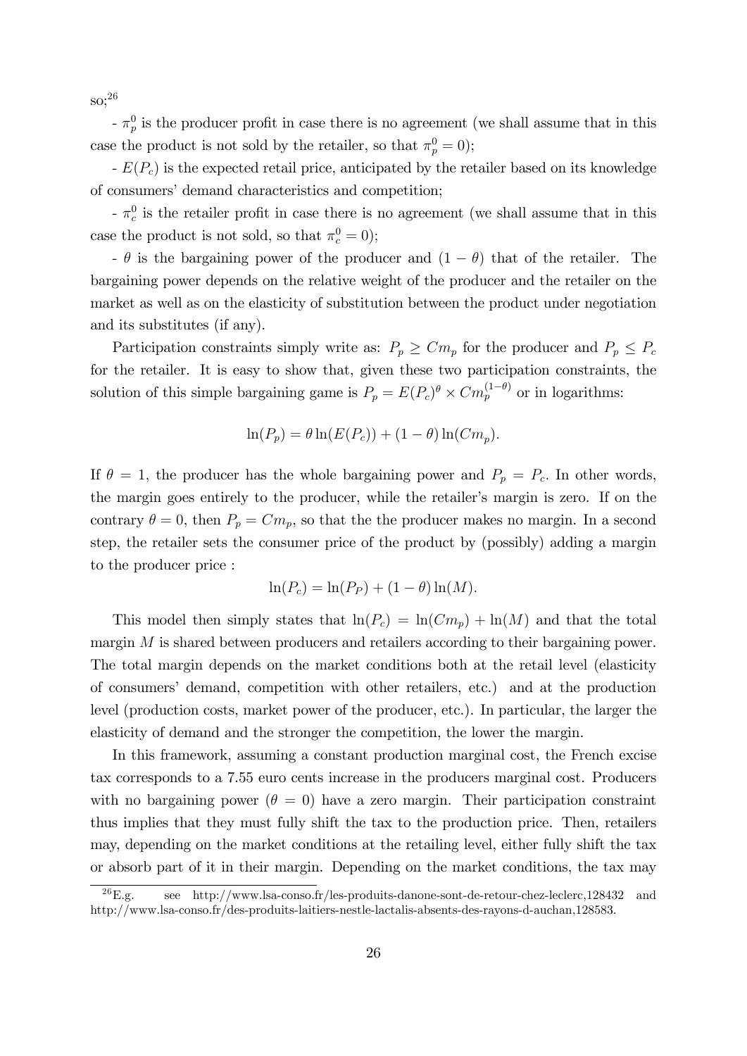so;[26]

- $\pi_p^0$ is the producer profit in case there is no agreement (we shall assume that in this case the product is not sold by the retailer, so that $\pi_p^0 = 0$);

- $E(P_c)$ is the expected retail price, anticipated by the retailer based on its knowledge of consumers' demand characteristics and competition;

- $\pi_c^0$ is the retailer profit in case there is no agreement (we shall assume that in this case the product is not sold, so that $\pi_c^0 = 0$);

- $\theta$ is the bargaining power of the producer and $(1-\theta)$ that of the retailer. The bargaining power depends on the relative weight of the producer and the retailer on the market as well as on the elasticity of substitution between the product under negotiation and its substitutes (if any).

Participation constraints simply write as: $P_p \geq Cm_p$ for the producer and $P_p \leq P_c$ for the retailer. It is easy to show that, given these two participation constraints, the solution of this simple bargaining game is $P_p = E(P_c)^{\theta} \times Cm_p^{(1-\theta)}$ or in logarithms:

$$\ln(P_p) = \theta \ln(E(P_c)) + (1-\theta)\ln(Cm_p).$$

If $\theta = 1$, the producer has the whole bargaining power and $P_p = P_c$. In other words, the margin goes entirely to the producer, while the retailer's margin is zero. If on the contrary $\theta = 0$, then $P_p = Cm_p$, so that the the producer makes no margin. In a second step, the retailer sets the consumer price of the product by (possibly) adding a margin to the producer price :

$$\ln(P_c) = \ln(P_P) + (1-\theta)\ln(M).$$

This model then simply states that $\ln(P_c) = \ln(Cm_p) + \ln(M)$ and that the total margin $M$ is shared between producers and retailers according to their bargaining power. The total margin depends on the market conditions both at the retail level (elasticity of consumers' demand, competition with other retailers, etc.) and at the production level (production costs, market power of the producer, etc.). In particular, the larger the elasticity of demand and the stronger the competition, the lower the margin.

In this framework, assuming a constant production marginal cost, the French excise tax corresponds to a 7.55 euro cents increase in the producers marginal cost. Producers with no bargaining power ($\theta = 0$) have a zero margin. Their participation constraint thus implies that they must fully shift the tax to the production price. Then, retailers may, depending on the market conditions at the retailing level, either fully shift the tax or absorb part of it in their margin. Depending on the market conditions, the tax may

[26] E.g. see http://www.lsa-conso.fr/les-produits-danone-sont-de-retour-chez-leclerc,128432 and http://www.lsa-conso.fr/des-produits-laitiers-nestle-lactalis-absents-des-rayons-d-auchan,128583.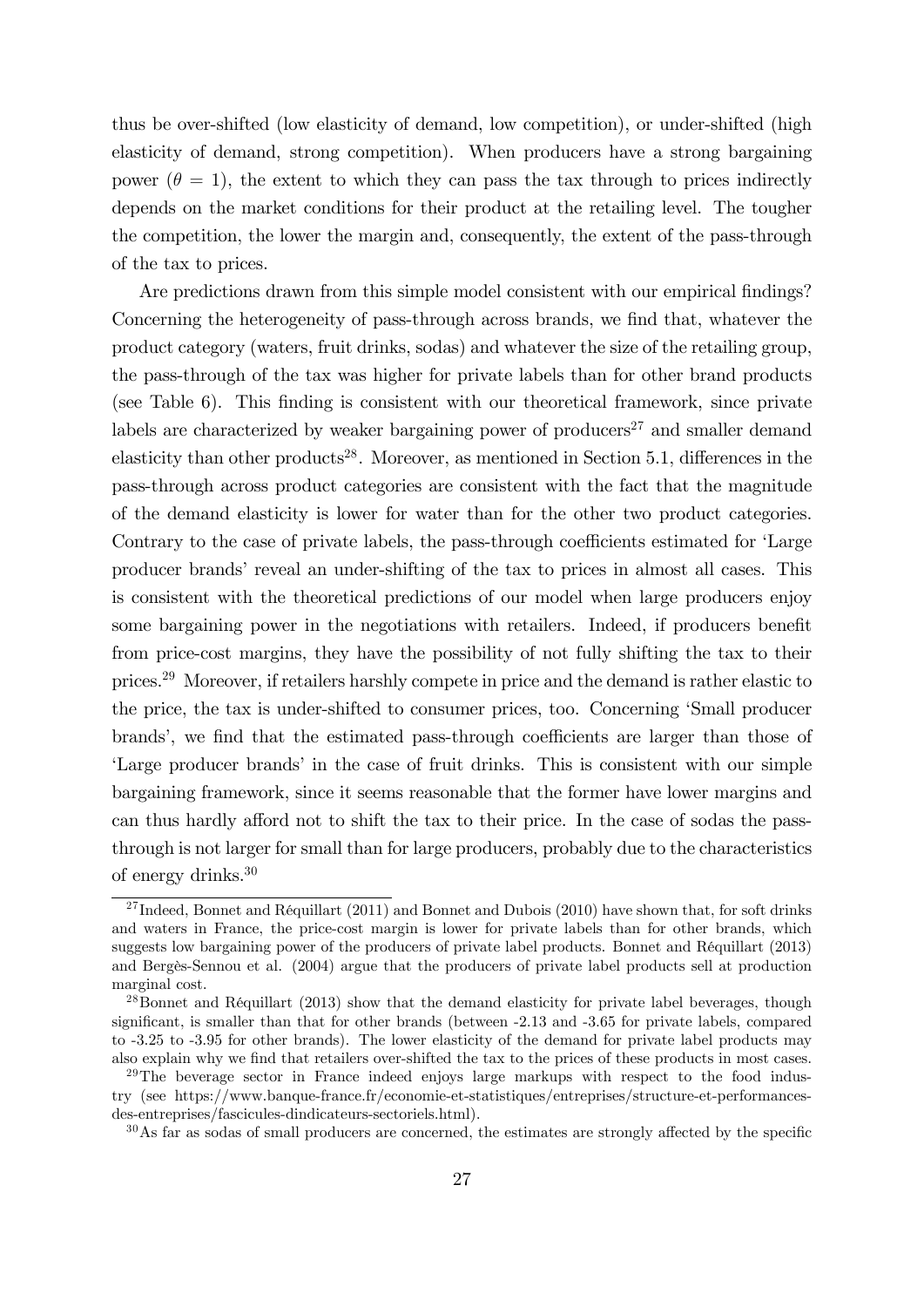thus be over-shifted (low elasticity of demand, low competition), or under-shifted (high elasticity of demand, strong competition). When producers have a strong bargaining power ($\theta = 1$), the extent to which they can pass the tax through to prices indirectly depends on the market conditions for their product at the retailing level. The tougher the competition, the lower the margin and, consequently, the extent of the pass-through of the tax to prices.

Are predictions drawn from this simple model consistent with our empirical findings? Concerning the heterogeneity of pass-through across brands, we find that, whatever the product category (waters, fruit drinks, sodas) and whatever the size of the retailing group, the pass-through of the tax was higher for private labels than for other brand products (see Table 6). This finding is consistent with our theoretical framework, since private labels are characterized by weaker bargaining power of producers[27] and smaller demand elasticity than other products[28]. Moreover, as mentioned in Section 5.1, differences in the pass-through across product categories are consistent with the fact that the magnitude of the demand elasticity is lower for water than for the other two product categories. Contrary to the case of private labels, the pass-through coefficients estimated for 'Large producer brands' reveal an under-shifting of the tax to prices in almost all cases. This is consistent with the theoretical predictions of our model when large producers enjoy some bargaining power in the negotiations with retailers. Indeed, if producers benefit from price-cost margins, they have the possibility of not fully shifting the tax to their prices.[29] Moreover, if retailers harshly compete in price and the demand is rather elastic to the price, the tax is under-shifted to consumer prices, too. Concerning 'Small producer brands', we find that the estimated pass-through coefficients are larger than those of 'Large producer brands' in the case of fruit drinks. This is consistent with our simple bargaining framework, since it seems reasonable that the former have lower margins and can thus hardly afford not to shift the tax to their price. In the case of sodas the pass-through is not larger for small than for large producers, probably due to the characteristics of energy drinks.[30]

[27] Indeed, Bonnet and Réquillart (2011) and Bonnet and Dubois (2010) have shown that, for soft drinks and waters in France, the price-cost margin is lower for private labels than for other brands, which suggests low bargaining power of the producers of private label products. Bonnet and Réquillart (2013) and Bergès-Sennou et al. (2004) argue that the producers of private label products sell at production marginal cost.

[28] Bonnet and Réquillart (2013) show that the demand elasticity for private label beverages, though significant, is smaller than that for other brands (between -2.13 and -3.65 for private labels, compared to -3.25 to -3.95 for other brands). The lower elasticity of the demand for private label products may also explain why we find that retailers over-shifted the tax to the prices of these products in most cases.

[29] The beverage sector in France indeed enjoys large markups with respect to the food industry (see https://www.banque-france.fr/economie-et-statistiques/entreprises/structure-et-performances-des-entreprises/fascicules-dindicateurs-sectoriels.html).

[30] As far as sodas of small producers are concerned, the estimates are strongly affected by the specific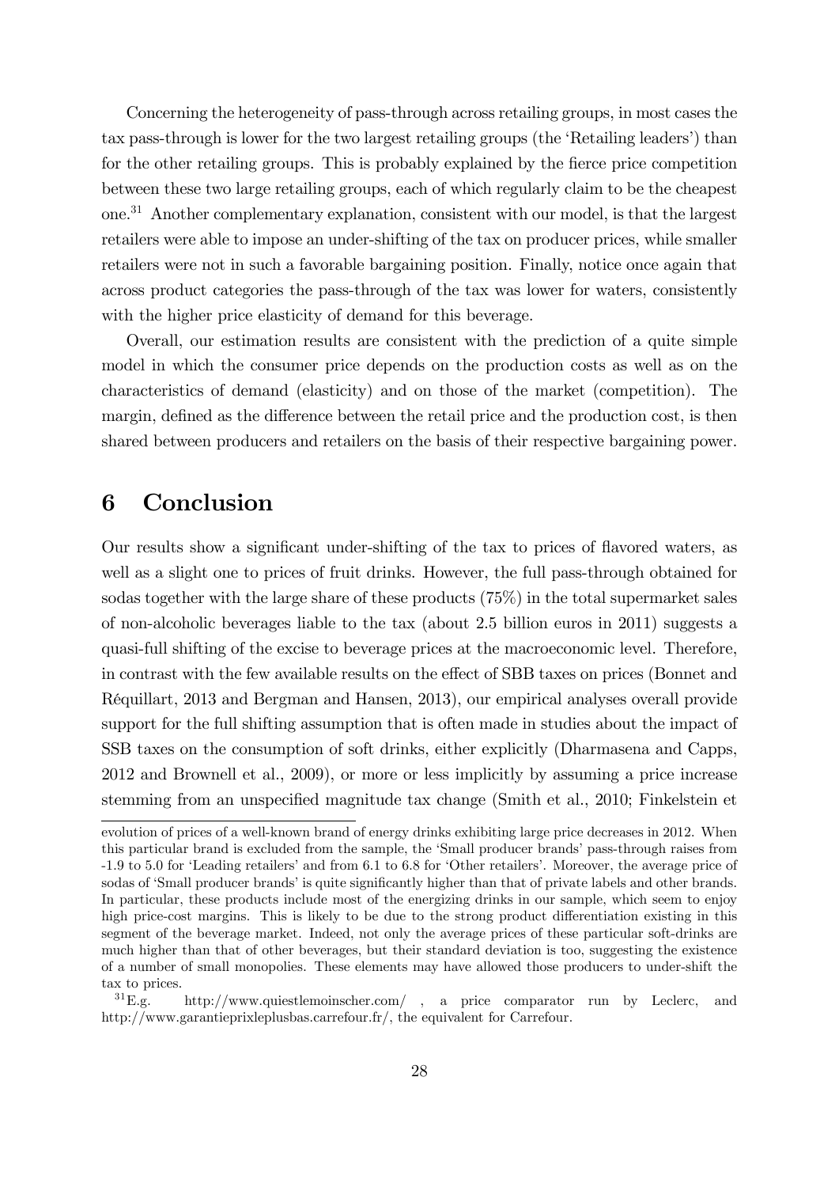Concerning the heterogeneity of pass-through across retailing groups, in most cases the tax pass-through is lower for the two largest retailing groups (the 'Retailing leaders') than for the other retailing groups. This is probably explained by the fierce price competition between these two large retailing groups, each of which regularly claim to be the cheapest one.[31] Another complementary explanation, consistent with our model, is that the largest retailers were able to impose an under-shifting of the tax on producer prices, while smaller retailers were not in such a favorable bargaining position. Finally, notice once again that across product categories the pass-through of the tax was lower for waters, consistently with the higher price elasticity of demand for this beverage.

Overall, our estimation results are consistent with the prediction of a quite simple model in which the consumer price depends on the production costs as well as on the characteristics of demand (elasticity) and on those of the market (competition). The margin, defined as the difference between the retail price and the production cost, is then shared between producers and retailers on the basis of their respective bargaining power.

# 6 Conclusion

Our results show a significant under-shifting of the tax to prices of flavored waters, as well as a slight one to prices of fruit drinks. However, the full pass-through obtained for sodas together with the large share of these products (75%) in the total supermarket sales of non-alcoholic beverages liable to the tax (about 2.5 billion euros in 2011) suggests a quasi-full shifting of the excise to beverage prices at the macroeconomic level. Therefore, in contrast with the few available results on the effect of SBB taxes on prices (Bonnet and Réquillart, 2013 and Bergman and Hansen, 2013), our empirical analyses overall provide support for the full shifting assumption that is often made in studies about the impact of SSB taxes on the consumption of soft drinks, either explicitly (Dharmasena and Capps, 2012 and Brownell et al., 2009), or more or less implicitly by assuming a price increase stemming from an unspecified magnitude tax change (Smith et al., 2010; Finkelstein et

evolution of prices of a well-known brand of energy drinks exhibiting large price decreases in 2012. When this particular brand is excluded from the sample, the 'Small producer brands' pass-through raises from -1.9 to 5.0 for 'Leading retailers' and from 6.1 to 6.8 for 'Other retailers'. Moreover, the average price of sodas of 'Small producer brands' is quite significantly higher than that of private labels and other brands. In particular, these products include most of the energizing drinks in our sample, which seem to enjoy high price-cost margins. This is likely to be due to the strong product differentiation existing in this segment of the beverage market. Indeed, not only the average prices of these particular soft-drinks are much higher than that of other beverages, but their standard deviation is too, suggesting the existence of a number of small monopolies. These elements may have allowed those producers to under-shift the tax to prices.

[31] E.g. http://www.quiestlemoinscher.com/ , a price comparator run by Leclerc, and http://www.garantieprixleplusbas.carrefour.fr/, the equivalent for Carrefour.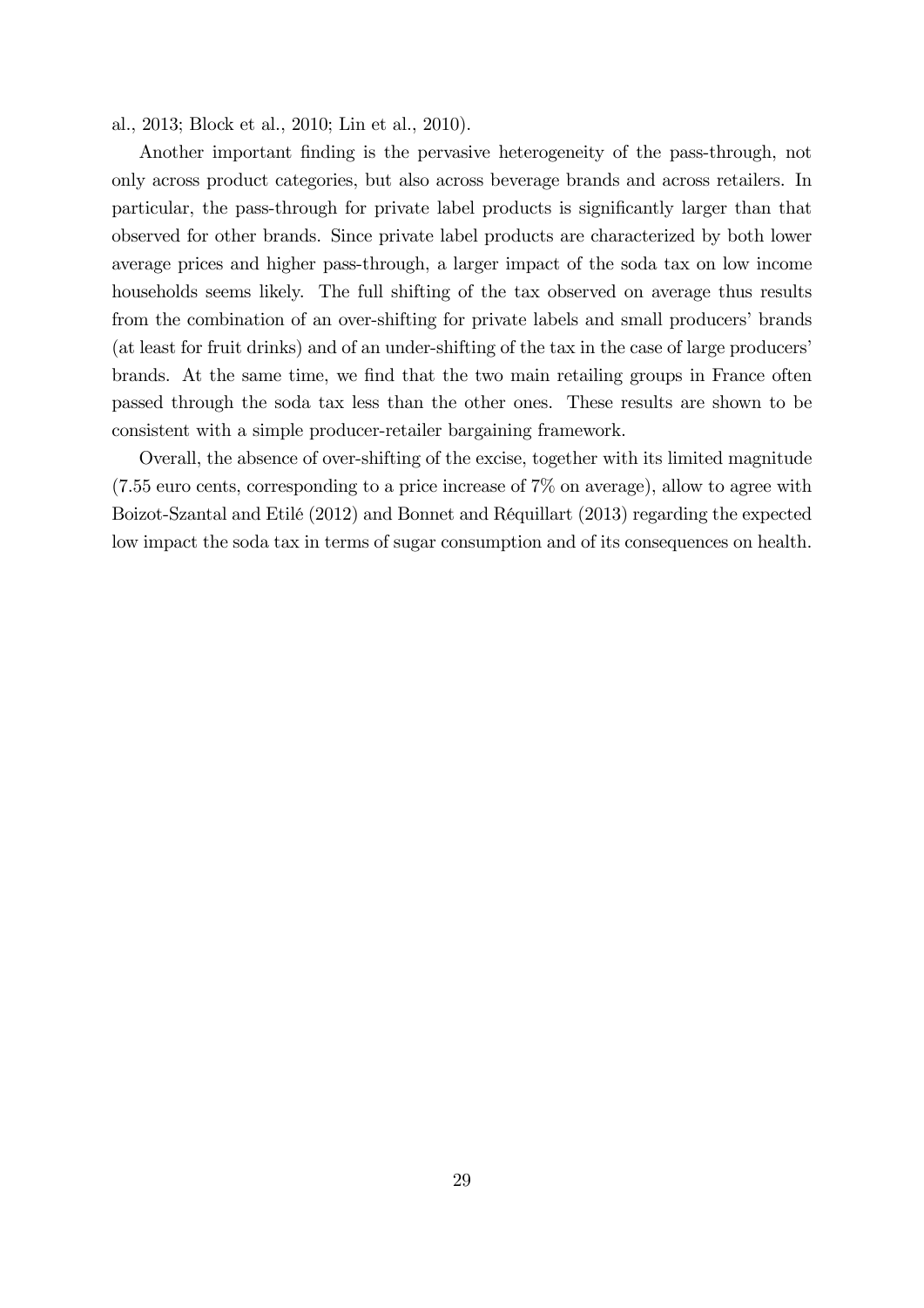al., 2013; Block et al., 2010; Lin et al., 2010).

Another important finding is the pervasive heterogeneity of the pass-through, not only across product categories, but also across beverage brands and across retailers. In particular, the pass-through for private label products is significantly larger than that observed for other brands. Since private label products are characterized by both lower average prices and higher pass-through, a larger impact of the soda tax on low income households seems likely. The full shifting of the tax observed on average thus results from the combination of an over-shifting for private labels and small producers' brands (at least for fruit drinks) and of an under-shifting of the tax in the case of large producers' brands. At the same time, we find that the two main retailing groups in France often passed through the soda tax less than the other ones. These results are shown to be consistent with a simple producer-retailer bargaining framework.

Overall, the absence of over-shifting of the excise, together with its limited magnitude (7.55 euro cents, corresponding to a price increase of 7% on average), allow to agree with Boizot-Szantal and Etilé (2012) and Bonnet and Réquillart (2013) regarding the expected low impact the soda tax in terms of sugar consumption and of its consequences on health.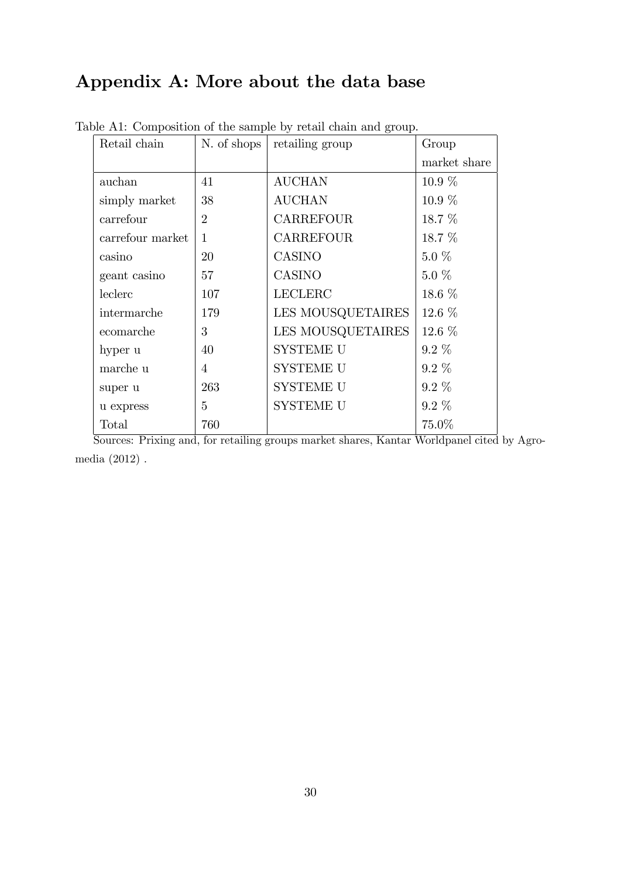# Appendix A: More about the data base

Table A1: Composition of the sample by retail chain and group.

| Retail chain | N. of shops | retailing group | Group market share |
|---|---|---|---|
| auchan | 41 | AUCHAN | 10.9 % |
| simply market | 38 | AUCHAN | 10.9 % |
| carrefour | 2 | CARREFOUR | 18.7 % |
| carrefour market | 1 | CARREFOUR | 18.7 % |
| casino | 20 | CASINO | 5.0 % |
| geant casino | 57 | CASINO | 5.0 % |
| leclerc | 107 | LECLERC | 18.6 % |
| intermarche | 179 | LES MOUSQUETAIRES | 12.6 % |
| ecomarche | 3 | LES MOUSQUETAIRES | 12.6 % |
| hyper u | 40 | SYSTEME U | 9.2 % |
| marche u | 4 | SYSTEME U | 9.2 % |
| super u | 263 | SYSTEME U | 9.2 % |
| u express | 5 | SYSTEME U | 9.2 % |
| Total | 760 | | 75.0% |

Sources: Prixing and, for retailing groups market shares, Kantar Worldpanel cited by Agromedia (2012) .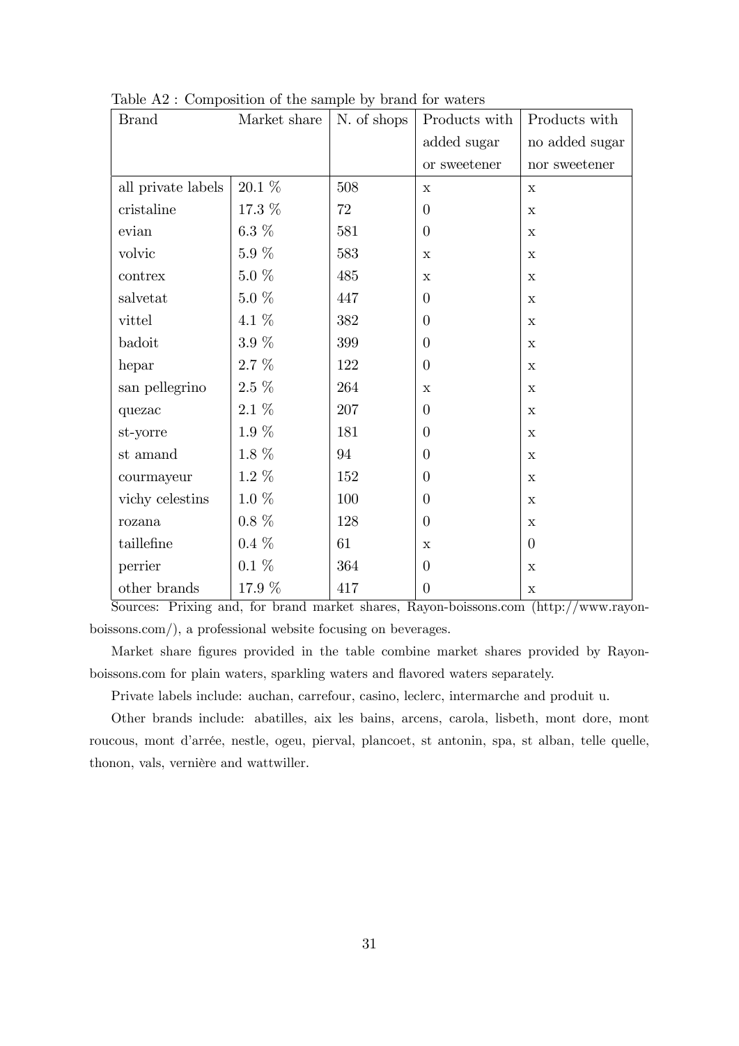Table A2 : Composition of the sample by brand for waters

| Brand | Market share | N. of shops | Products with added sugar or sweetener | Products with no added sugar nor sweetener |
|---|---|---|---|---|
| all private labels | 20.1 % | 508 | x | x |
| cristaline | 17.3 % | 72 | 0 | x |
| evian | 6.3 % | 581 | 0 | x |
| volvic | 5.9 % | 583 | x | x |
| contrex | 5.0 % | 485 | x | x |
| salvetat | 5.0 % | 447 | 0 | x |
| vittel | 4.1 % | 382 | 0 | x |
| badoit | 3.9 % | 399 | 0 | x |
| hepar | 2.7 % | 122 | 0 | x |
| san pellegrino | 2.5 % | 264 | x | x |
| quezac | 2.1 % | 207 | 0 | x |
| st-yorre | 1.9 % | 181 | 0 | x |
| st amand | 1.8 % | 94 | 0 | x |
| courmayeur | 1.2 % | 152 | 0 | x |
| vichy celestins | 1.0 % | 100 | 0 | x |
| rozana | 0.8 % | 128 | 0 | x |
| taillefine | 0.4 % | 61 | x | 0 |
| perrier | 0.1 % | 364 | 0 | x |
| other brands | 17.9 % | 417 | 0 | x |

Sources: Prixing and, for brand market shares, Rayon-boissons.com (http://www.rayon-boissons.com/), a professional website focusing on beverages.

Market share figures provided in the table combine market shares provided by Rayon-boissons.com for plain waters, sparkling waters and flavored waters separately.

Private labels include: auchan, carrefour, casino, leclerc, intermarche and produit u.

Other brands include: abatilles, aix les bains, arcens, carola, lisbeth, mont dore, mont roucous, mont d'arrée, nestle, ogeu, pierval, plancoet, st antonin, spa, st alban, telle quelle, thonon, vals, vernière and wattwiller.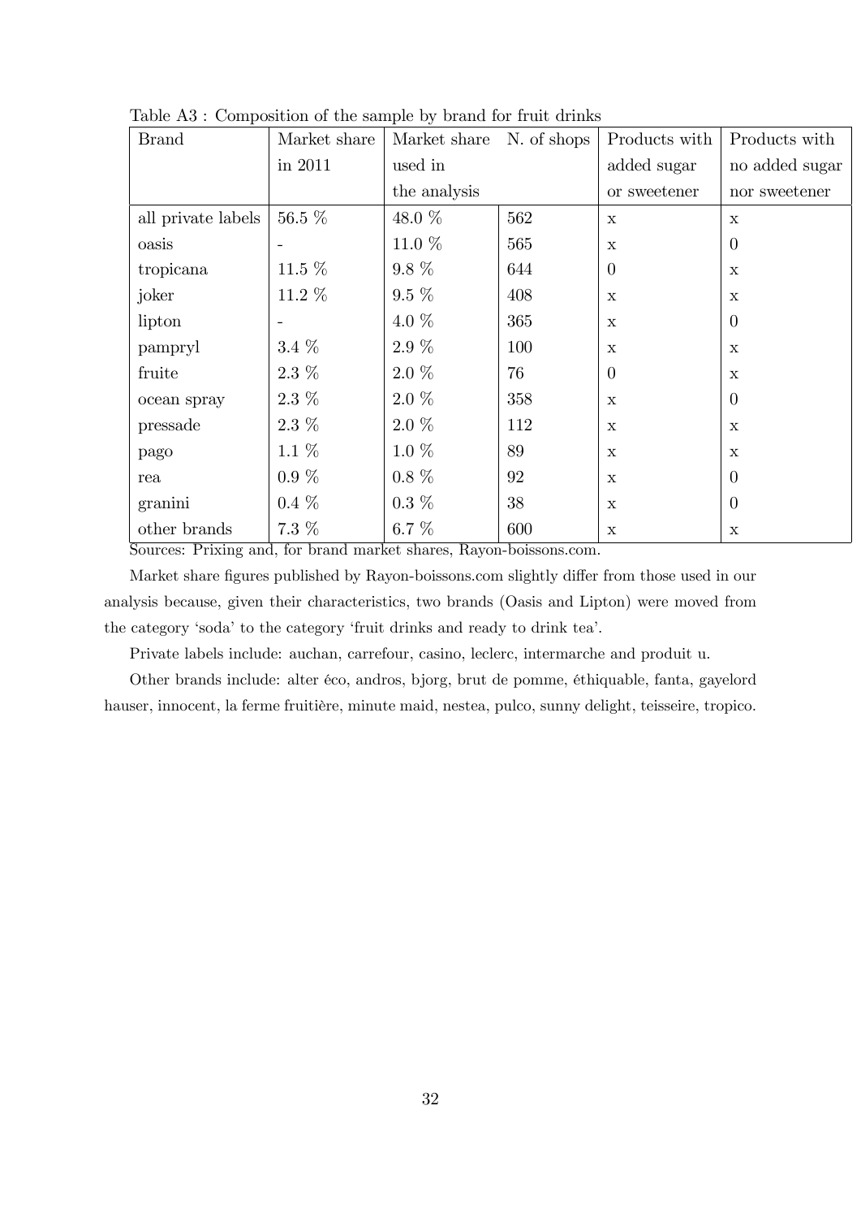Table A3 : Composition of the sample by brand for fruit drinks

| Brand | Market share in 2011 | Market share used in the analysis | N. of shops | Products with added sugar or sweetener | Products with no added sugar nor sweetener |
|---|---|---|---|---|---|
| all private labels | 56.5 % | 48.0 % | 562 | x | x |
| oasis | - | 11.0 % | 565 | x | 0 |
| tropicana | 11.5 % | 9.8 % | 644 | 0 | x |
| joker | 11.2 % | 9.5 % | 408 | x | x |
| lipton | - | 4.0 % | 365 | x | 0 |
| pampryl | 3.4 % | 2.9 % | 100 | x | x |
| fruite | 2.3 % | 2.0 % | 76 | 0 | x |
| ocean spray | 2.3 % | 2.0 % | 358 | x | 0 |
| pressade | 2.3 % | 2.0 % | 112 | x | x |
| pago | 1.1 % | 1.0 % | 89 | x | x |
| rea | 0.9 % | 0.8 % | 92 | x | 0 |
| granini | 0.4 % | 0.3 % | 38 | x | 0 |
| other brands | 7.3 % | 6.7 % | 600 | x | x |

Sources: Prixing and, for brand market shares, Rayon-boissons.com.

Market share figures published by Rayon-boissons.com slightly differ from those used in our analysis because, given their characteristics, two brands (Oasis and Lipton) were moved from the category 'soda' to the category 'fruit drinks and ready to drink tea'.

Private labels include: auchan, carrefour, casino, leclerc, intermarche and produit u.

Other brands include: alter éco, andros, bjorg, brut de pomme, éthiquable, fanta, gayelord hauser, innocent, la ferme fruitière, minute maid, nestea, pulco, sunny delight, teisseire, tropico.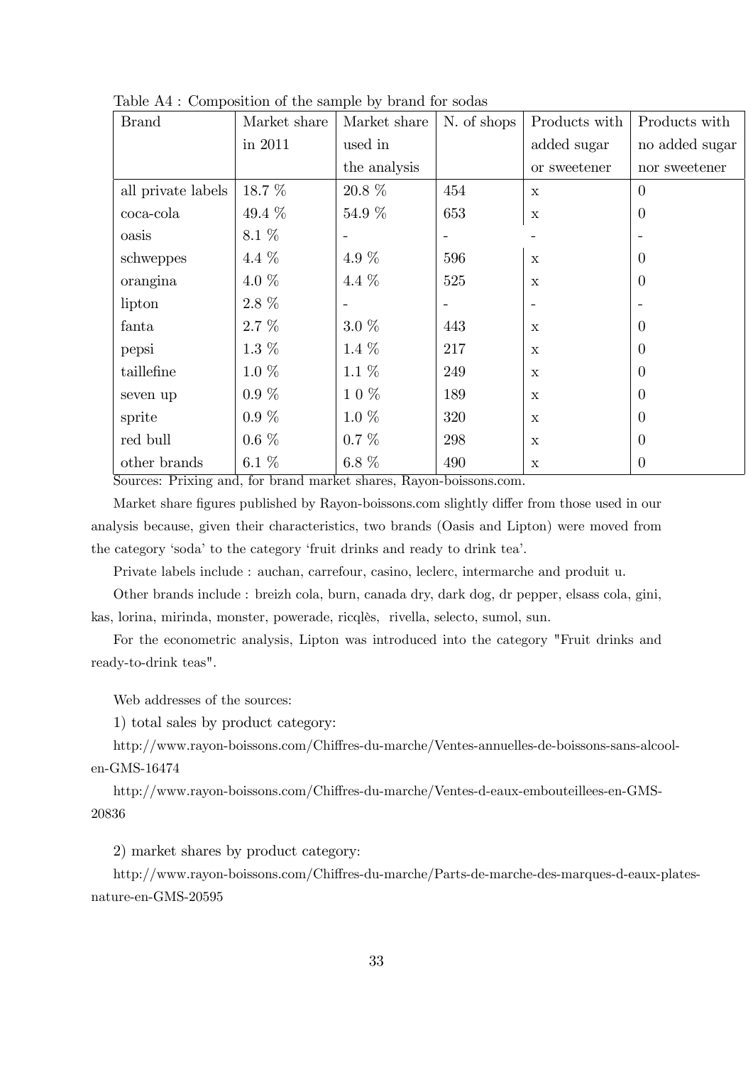Table A4 : Composition of the sample by brand for sodas

| Brand | Market share in 2011 | Market share used in the analysis | N. of shops | Products with added sugar or sweetener | Products with no added sugar nor sweetener |
|---|---|---|---|---|---|
| all private labels | 18.7 % | 20.8 % | 454 | x | 0 |
| coca-cola | 49.4 % | 54.9 % | 653 | x | 0 |
| oasis | 8.1 % | - | - | - | - |
| schweppes | 4.4 % | 4.9 % | 596 | x | 0 |
| orangina | 4.0 % | 4.4 % | 525 | x | 0 |
| lipton | 2.8 % | - | - | - | - |
| fanta | 2.7 % | 3.0 % | 443 | x | 0 |
| pepsi | 1.3 % | 1.4 % | 217 | x | 0 |
| taillefine | 1.0 % | 1.1 % | 249 | x | 0 |
| seven up | 0.9 % | 1 0 % | 189 | x | 0 |
| sprite | 0.9 % | 1.0 % | 320 | x | 0 |
| red bull | 0.6 % | 0.7 % | 298 | x | 0 |
| other brands | 6.1 % | 6.8 % | 490 | x | 0 |

Sources: Prixing and, for brand market shares, Rayon-boissons.com.

Market share figures published by Rayon-boissons.com slightly differ from those used in our analysis because, given their characteristics, two brands (Oasis and Lipton) were moved from the category 'soda' to the category 'fruit drinks and ready to drink tea'.

Private labels include : auchan, carrefour, casino, leclerc, intermarche and produit u.

Other brands include : breizh cola, burn, canada dry, dark dog, dr pepper, elsass cola, gini, kas, lorina, mirinda, monster, powerade, ricqlès, rivella, selecto, sumol, sun.

For the econometric analysis, Lipton was introduced into the category "Fruit drinks and ready-to-drink teas".

Web addresses of the sources:

1) total sales by product category:

http://www.rayon-boissons.com/Chiffres-du-marche/Ventes-annuelles-de-boissons-sans-alcool-en-GMS-16474

http://www.rayon-boissons.com/Chiffres-du-marche/Ventes-d-eaux-embouteillees-en-GMS-20836

2) market shares by product category:

http://www.rayon-boissons.com/Chiffres-du-marche/Parts-de-marche-des-marques-d-eaux-plates-nature-en-GMS-20595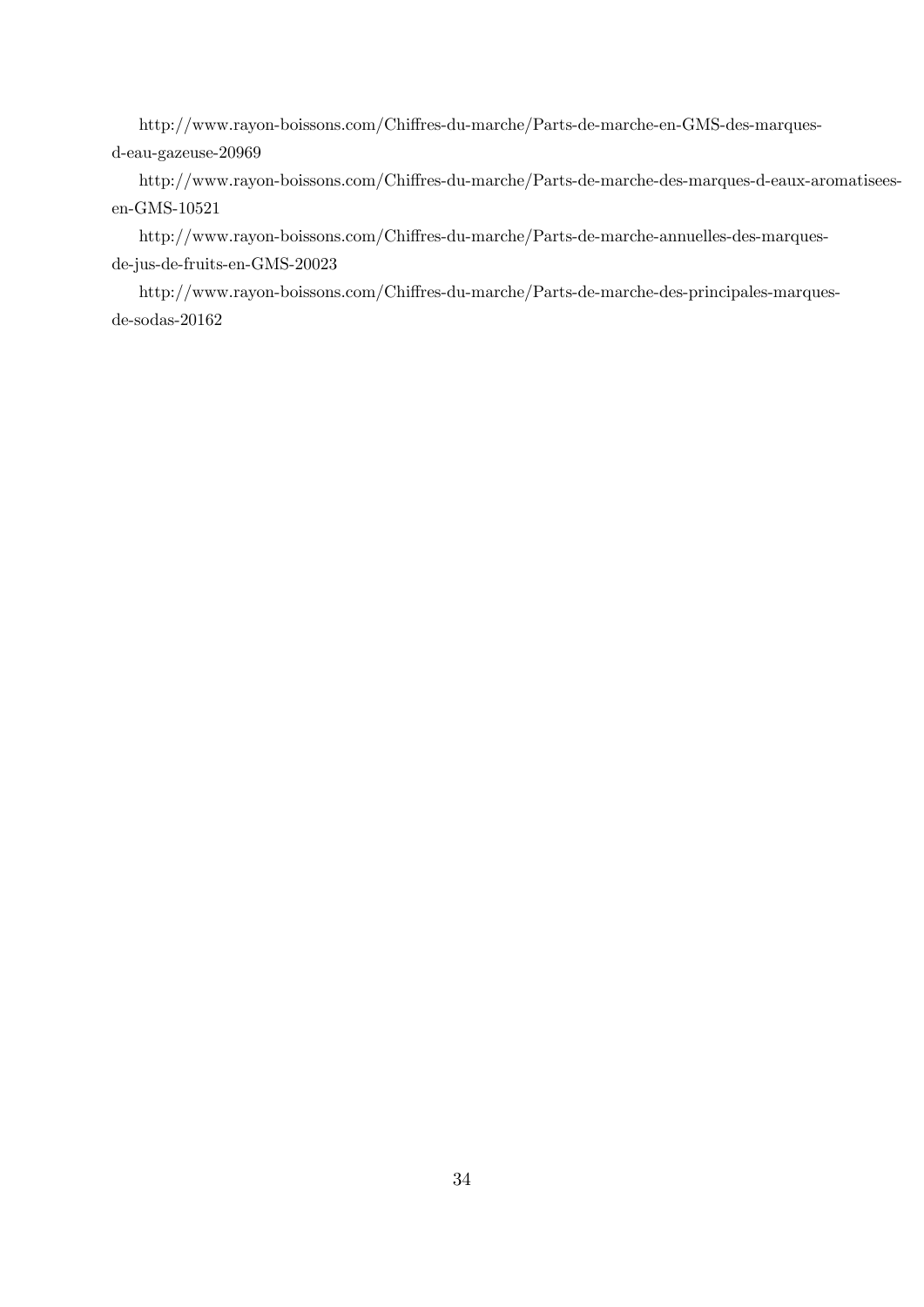http://www.rayon-boissons.com/Chiffres-du-marche/Parts-de-marche-en-GMS-des-marques-d-eau-gazeuse-20969

http://www.rayon-boissons.com/Chiffres-du-marche/Parts-de-marche-des-marques-d-eaux-aromatisees-en-GMS-10521

http://www.rayon-boissons.com/Chiffres-du-marche/Parts-de-marche-annuelles-des-marques-de-jus-de-fruits-en-GMS-20023

http://www.rayon-boissons.com/Chiffres-du-marche/Parts-de-marche-des-principales-marques-de-sodas-20162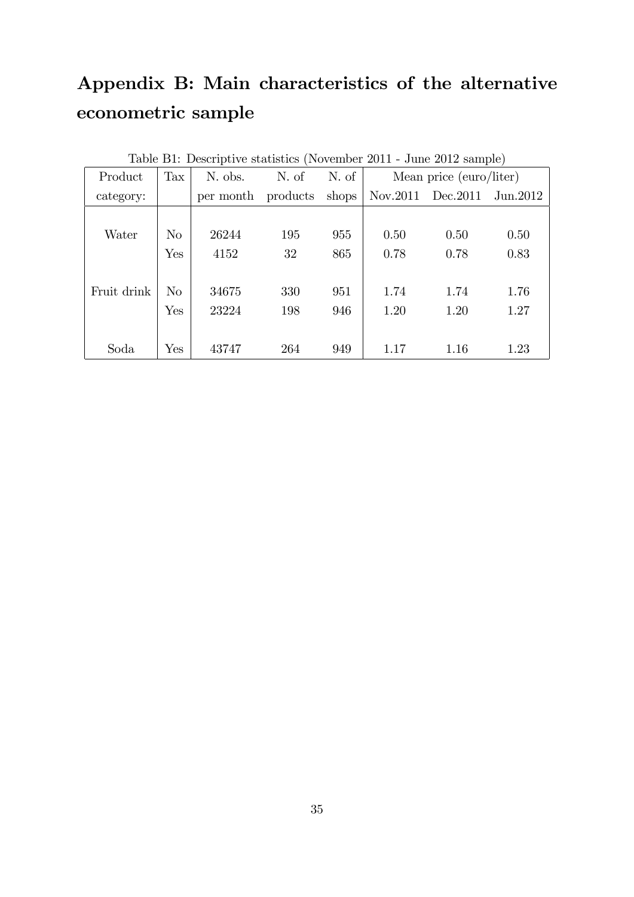# Appendix B: Main characteristics of the alternative econometric sample

Table B1: Descriptive statistics (November 2011 - June 2012 sample)

| Product category: | Tax | N. obs. per month | N. of products | N. of shops | Mean price (euro/liter) | | |
|---|---|---|---|---|---|---|---|
| | | | | | Nov.2011 | Dec.2011 | Jun.2012 |
| Water | No | 26244 | 195 | 955 | 0.50 | 0.50 | 0.50 |
| | Yes | 4152 | 32 | 865 | 0.78 | 0.78 | 0.83 |
| Fruit drink | No | 34675 | 330 | 951 | 1.74 | 1.74 | 1.76 |
| | Yes | 23224 | 198 | 946 | 1.20 | 1.20 | 1.27 |
| Soda | Yes | 43747 | 264 | 949 | 1.17 | 1.16 | 1.23 |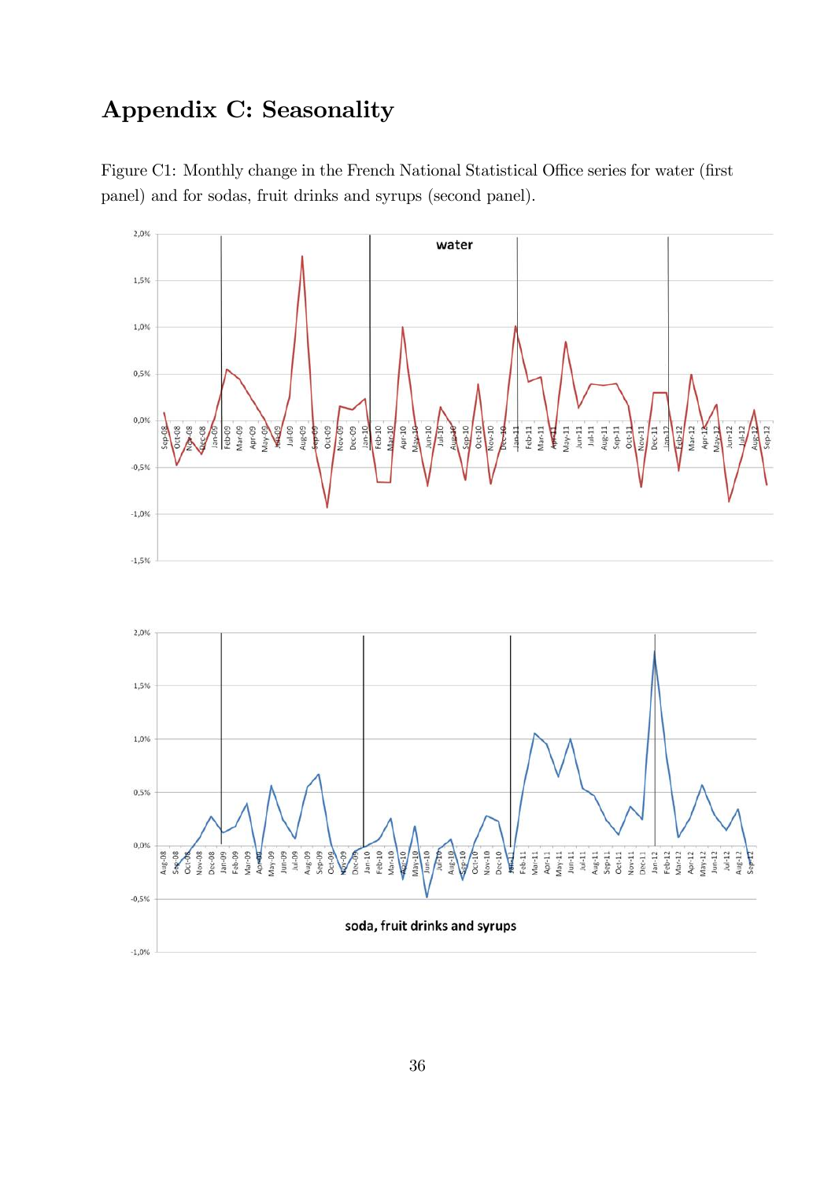# Appendix C: Seasonality

Figure C1: Monthly change in the French National Statistical Office series for water (first panel) and for sodas, fruit drinks and syrups (second panel).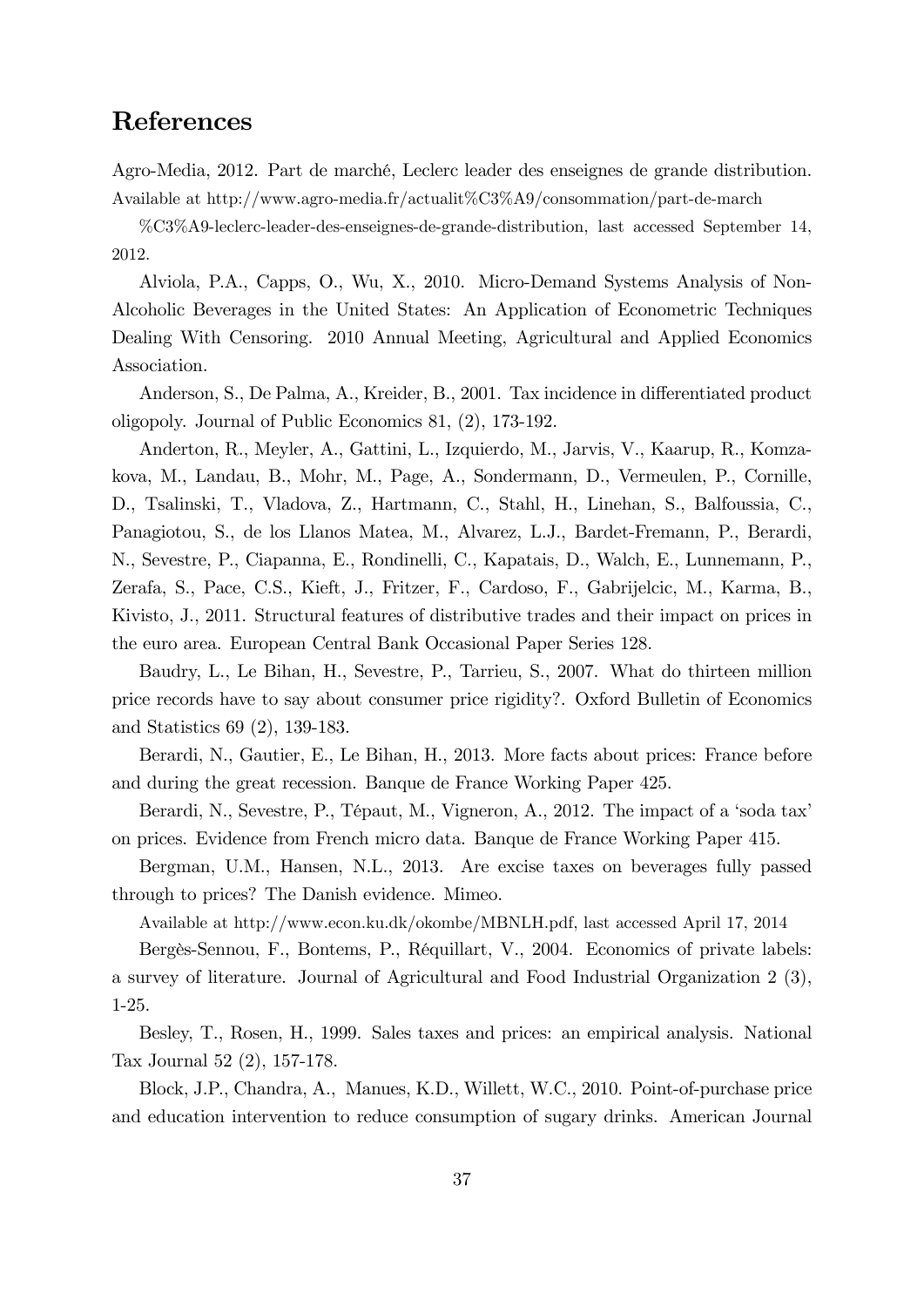# References

Agro-Media, 2012. Part de marché, Leclerc leader des enseignes de grande distribution. Available at http://www.agro-media.fr/actualit%C3%A9/consommation/part-de-march %C3%A9-leclerc-leader-des-enseignes-de-grande-distribution, last accessed September 14, 2012.

Alviola, P.A., Capps, O., Wu, X., 2010. Micro-Demand Systems Analysis of Non-Alcoholic Beverages in the United States: An Application of Econometric Techniques Dealing With Censoring. 2010 Annual Meeting, Agricultural and Applied Economics Association.

Anderson, S., De Palma, A., Kreider, B., 2001. Tax incidence in differentiated product oligopoly. Journal of Public Economics 81, (2), 173-192.

Anderton, R., Meyler, A., Gattini, L., Izquierdo, M., Jarvis, V., Kaarup, R., Komzakova, M., Landau, B., Mohr, M., Page, A., Sondermann, D., Vermeulen, P., Cornille, D., Tsalinski, T., Vladova, Z., Hartmann, C., Stahl, H., Linehan, S., Balfoussia, C., Panagiotou, S., de los Llanos Matea, M., Alvarez, L.J., Bardet-Fremann, P., Berardi, N., Sevestre, P., Ciapanna, E., Rondinelli, C., Kapatais, D., Walch, E., Lunnemann, P., Zerafa, S., Pace, C.S., Kieft, J., Fritzer, F., Cardoso, F., Gabrijelcic, M., Karma, B., Kivisto, J., 2011. Structural features of distributive trades and their impact on prices in the euro area. European Central Bank Occasional Paper Series 128.

Baudry, L., Le Bihan, H., Sevestre, P., Tarrieu, S., 2007. What do thirteen million price records have to say about consumer price rigidity?. Oxford Bulletin of Economics and Statistics 69 (2), 139-183.

Berardi, N., Gautier, E., Le Bihan, H., 2013. More facts about prices: France before and during the great recession. Banque de France Working Paper 425.

Berardi, N., Sevestre, P., Tépaut, M., Vigneron, A., 2012. The impact of a 'soda tax' on prices. Evidence from French micro data. Banque de France Working Paper 415.

Bergman, U.M., Hansen, N.L., 2013. Are excise taxes on beverages fully passed through to prices? The Danish evidence. Mimeo. Available at http://www.econ.ku.dk/okombe/MBNLH.pdf, last accessed April 17, 2014

Bergès-Sennou, F., Bontems, P., Réquillart, V., 2004. Economics of private labels: a survey of literature. Journal of Agricultural and Food Industrial Organization 2 (3), 1-25.

Besley, T., Rosen, H., 1999. Sales taxes and prices: an empirical analysis. National Tax Journal 52 (2), 157-178.

Block, J.P., Chandra, A., Manues, K.D., Willett, W.C., 2010. Point-of-purchase price and education intervention to reduce consumption of sugary drinks. American Journal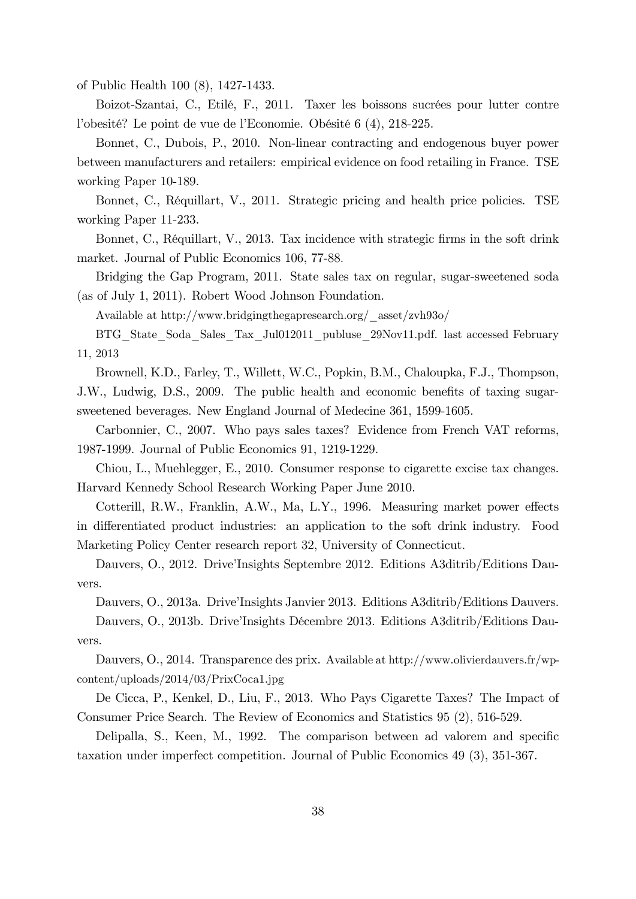of Public Health 100 (8), 1427-1433.

Boizot-Szantai, C., Etilé, F., 2011. Taxer les boissons sucrées pour lutter contre l'obesité? Le point de vue de l'Economie. Obésité 6 (4), 218-225.

Bonnet, C., Dubois, P., 2010. Non-linear contracting and endogenous buyer power between manufacturers and retailers: empirical evidence on food retailing in France. TSE working Paper 10-189.

Bonnet, C., Réquillart, V., 2011. Strategic pricing and health price policies. TSE working Paper 11-233.

Bonnet, C., Réquillart, V., 2013. Tax incidence with strategic firms in the soft drink market. Journal of Public Economics 106, 77-88.

Bridging the Gap Program, 2011. State sales tax on regular, sugar-sweetened soda (as of July 1, 2011). Robert Wood Johnson Foundation.

Available at http://www.bridgingthegapresearch.org/_asset/zvh93o/

BTG_State_Soda_Sales_Tax_Jul012011_publuse_29Nov11.pdf. last accessed February 11, 2013

Brownell, K.D., Farley, T., Willett, W.C., Popkin, B.M., Chaloupka, F.J., Thompson, J.W., Ludwig, D.S., 2009. The public health and economic benefits of taxing sugar-sweetened beverages. New England Journal of Medecine 361, 1599-1605.

Carbonnier, C., 2007. Who pays sales taxes? Evidence from French VAT reforms, 1987-1999. Journal of Public Economics 91, 1219-1229.

Chiou, L., Muehlegger, E., 2010. Consumer response to cigarette excise tax changes. Harvard Kennedy School Research Working Paper June 2010.

Cotterill, R.W., Franklin, A.W., Ma, L.Y., 1996. Measuring market power effects in differentiated product industries: an application to the soft drink industry. Food Marketing Policy Center research report 32, University of Connecticut.

Dauvers, O., 2012. Drive'Insights Septembre 2012. Editions A3ditrib/Editions Dauvers.

Dauvers, O., 2013a. Drive'Insights Janvier 2013. Editions A3ditrib/Editions Dauvers.

Dauvers, O., 2013b. Drive'Insights Décembre 2013. Editions A3ditrib/Editions Dauvers.

Dauvers, O., 2014. Transparence des prix. Available at http://www.olivierdauvers.fr/wp-content/uploads/2014/03/PrixCoca1.jpg

De Cicca, P., Kenkel, D., Liu, F., 2013. Who Pays Cigarette Taxes? The Impact of Consumer Price Search. The Review of Economics and Statistics 95 (2), 516-529.

Delipalla, S., Keen, M., 1992. The comparison between ad valorem and specific taxation under imperfect competition. Journal of Public Economics 49 (3), 351-367.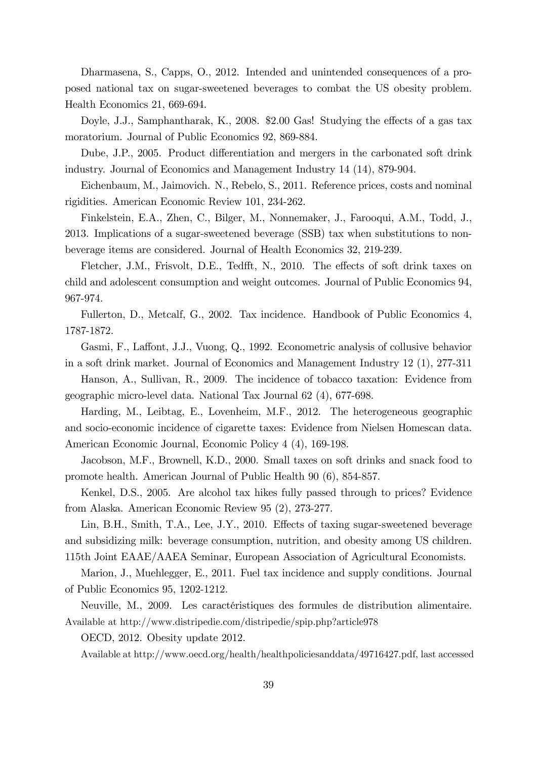Dharmasena, S., Capps, O., 2012. Intended and unintended consequences of a proposed national tax on sugar-sweetened beverages to combat the US obesity problem. Health Economics 21, 669-694.

Doyle, J.J., Samphantharak, K., 2008. $2.00 Gas! Studying the effects of a gas tax moratorium. Journal of Public Economics 92, 869-884.

Dube, J.P., 2005. Product differentiation and mergers in the carbonated soft drink industry. Journal of Economics and Management Industry 14 (14), 879-904.

Eichenbaum, M., Jaimovich. N., Rebelo, S., 2011. Reference prices, costs and nominal rigidities. American Economic Review 101, 234-262.

Finkelstein, E.A., Zhen, C., Bilger, M., Nonnemaker, J., Farooqui, A.M., Todd, J., 2013. Implications of a sugar-sweetened beverage (SSB) tax when substitutions to non-beverage items are considered. Journal of Health Economics 32, 219-239.

Fletcher, J.M., Frisvolt, D.E., Tedfft, N., 2010. The effects of soft drink taxes on child and adolescent consumption and weight outcomes. Journal of Public Economics 94, 967-974.

Fullerton, D., Metcalf, G., 2002. Tax incidence. Handbook of Public Economics 4, 1787-1872.

Gasmi, F., Laffont, J.J., Vuong, Q., 1992. Econometric analysis of collusive behavior in a soft drink market. Journal of Economics and Management Industry 12 (1), 277-311

Hanson, A., Sullivan, R., 2009. The incidence of tobacco taxation: Evidence from geographic micro-level data. National Tax Journal 62 (4), 677-698.

Harding, M., Leibtag, E., Lovenheim, M.F., 2012. The heterogeneous geographic and socio-economic incidence of cigarette taxes: Evidence from Nielsen Homescan data. American Economic Journal, Economic Policy 4 (4), 169-198.

Jacobson, M.F., Brownell, K.D., 2000. Small taxes on soft drinks and snack food to promote health. American Journal of Public Health 90 (6), 854-857.

Kenkel, D.S., 2005. Are alcohol tax hikes fully passed through to prices? Evidence from Alaska. American Economic Review 95 (2), 273-277.

Lin, B.H., Smith, T.A., Lee, J.Y., 2010. Effects of taxing sugar-sweetened beverage and subsidizing milk: beverage consumption, nutrition, and obesity among US children. 115th Joint EAAE/AAEA Seminar, European Association of Agricultural Economists.

Marion, J., Muehlegger, E., 2011. Fuel tax incidence and supply conditions. Journal of Public Economics 95, 1202-1212.

Neuville, M., 2009. Les caractéristiques des formules de distribution alimentaire. Available at http://www.distripedie.com/distripedie/spip.php?article978

OECD, 2012. Obesity update 2012.

Available at http://www.oecd.org/health/healthpoliciesanddata/49716427.pdf, last accessed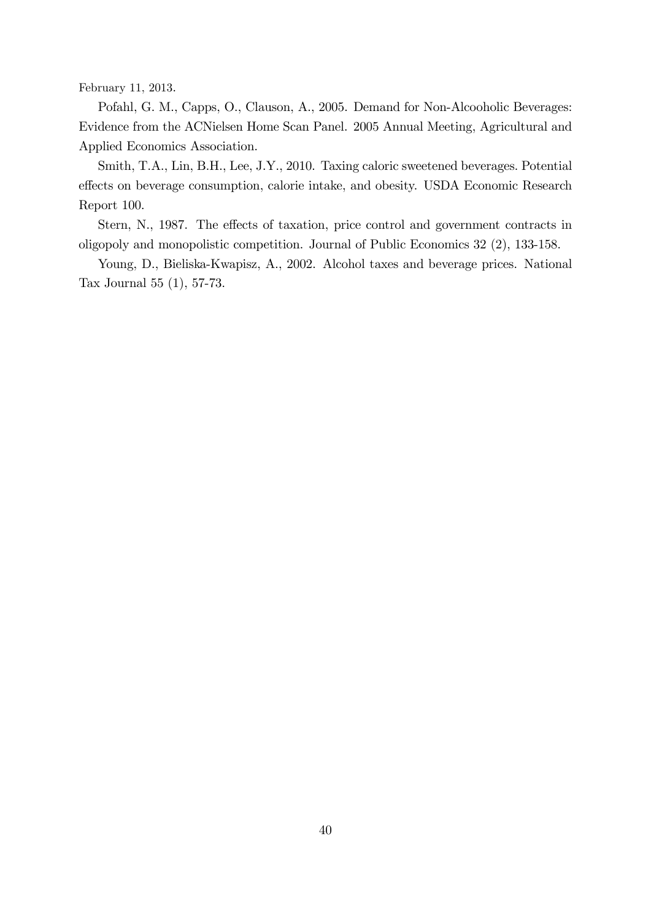February 11, 2013.

Pofahl, G. M., Capps, O., Clauson, A., 2005. Demand for Non-Alcooholic Beverages: Evidence from the ACNielsen Home Scan Panel. 2005 Annual Meeting, Agricultural and Applied Economics Association.

Smith, T.A., Lin, B.H., Lee, J.Y., 2010. Taxing caloric sweetened beverages. Potential effects on beverage consumption, calorie intake, and obesity. USDA Economic Research Report 100.

Stern, N., 1987. The effects of taxation, price control and government contracts in oligopoly and monopolistic competition. Journal of Public Economics 32 (2), 133-158.

Young, D., Bieliska-Kwapisz, A., 2002. Alcohol taxes and beverage prices. National Tax Journal 55 (1), 57-73.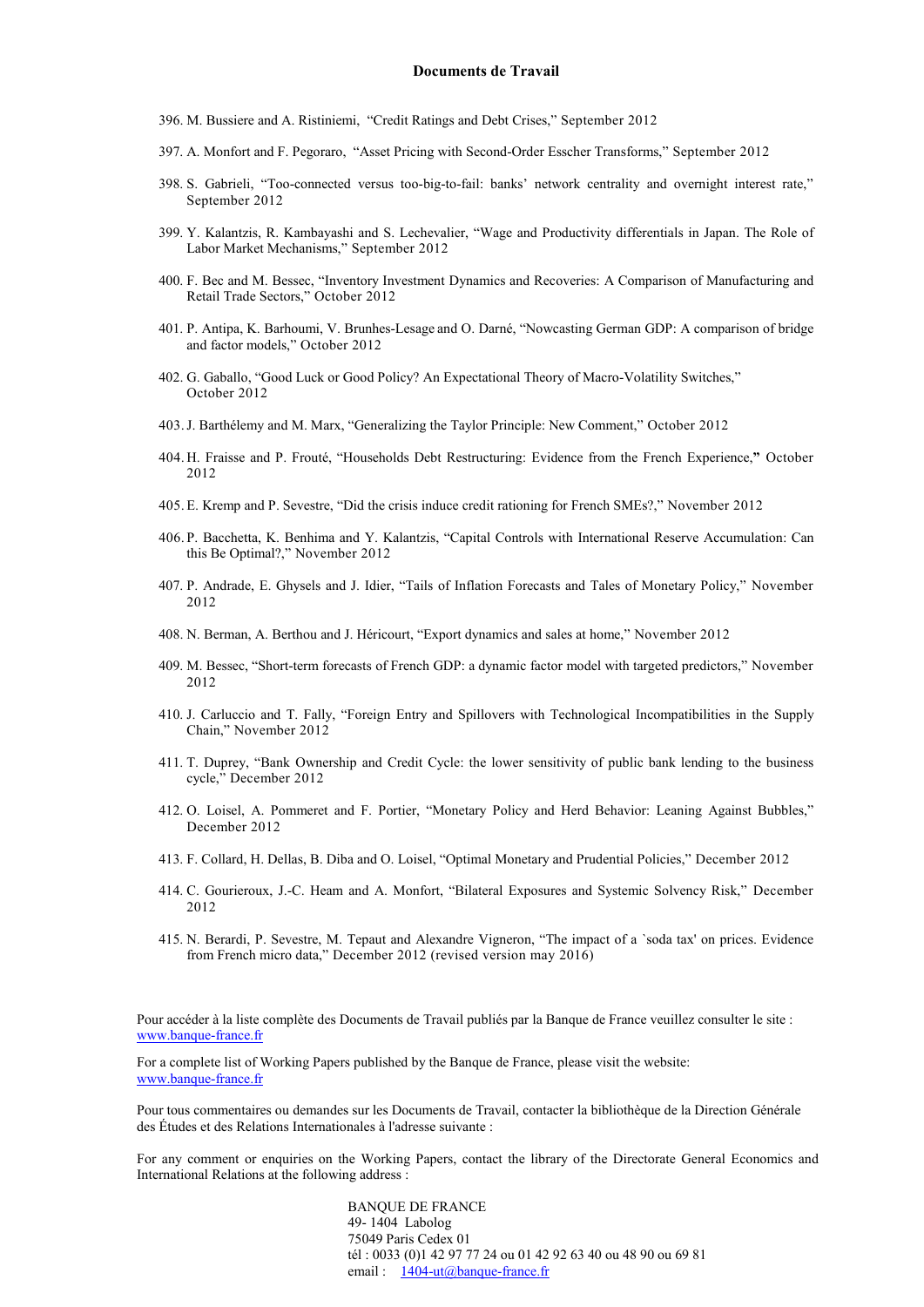# Documents de Travail

396. M. Bussiere and A. Ristiniemi, "Credit Ratings and Debt Crises," September 2012

397. A. Monfort and F. Pegoraro, "Asset Pricing with Second-Order Esscher Transforms," September 2012

398. S. Gabrieli, "Too-connected versus too-big-to-fail: banks' network centrality and overnight interest rate," September 2012

399. Y. Kalantzis, R. Kambayashi and S. Lechevalier, "Wage and Productivity differentials in Japan. The Role of Labor Market Mechanisms," September 2012

400. F. Bec and M. Bessec, "Inventory Investment Dynamics and Recoveries: A Comparison of Manufacturing and Retail Trade Sectors," October 2012

401. P. Antipa, K. Barhoumi, V. Brunhes-Lesage and O. Darné, "Nowcasting German GDP: A comparison of bridge and factor models," October 2012

402. G. Gaballo, "Good Luck or Good Policy? An Expectational Theory of Macro-Volatility Switches," October 2012

403. J. Barthélemy and M. Marx, "Generalizing the Taylor Principle: New Comment," October 2012

404. H. Fraisse and P. Frouté, "Households Debt Restructuring: Evidence from the French Experience," October 2012

405. E. Kremp and P. Sevestre, "Did the crisis induce credit rationing for French SMEs?," November 2012

406. P. Bacchetta, K. Benhima and Y. Kalantzis, "Capital Controls with International Reserve Accumulation: Can this Be Optimal?," November 2012

407. P. Andrade, E. Ghysels and J. Idier, "Tails of Inflation Forecasts and Tales of Monetary Policy," November 2012

408. N. Berman, A. Berthou and J. Héricourt, "Export dynamics and sales at home," November 2012

409. M. Bessec, "Short-term forecasts of French GDP: a dynamic factor model with targeted predictors," November 2012

410. J. Carluccio and T. Fally, "Foreign Entry and Spillovers with Technological Incompatibilities in the Supply Chain," November 2012

411. T. Duprey, "Bank Ownership and Credit Cycle: the lower sensitivity of public bank lending to the business cycle," December 2012

412. O. Loisel, A. Pommeret and F. Portier, "Monetary Policy and Herd Behavior: Leaning Against Bubbles," December 2012

413. F. Collard, H. Dellas, B. Diba and O. Loisel, "Optimal Monetary and Prudential Policies," December 2012

414. C. Gourieroux, J.-C. Heam and A. Monfort, "Bilateral Exposures and Systemic Solvency Risk," December 2012

415. N. Berardi, P. Sevestre, M. Tepaut and Alexandre Vigneron, "The impact of a `soda tax' on prices. Evidence from French micro data," December 2012 (revised version may 2016)

Pour accéder à la liste complète des Documents de Travail publiés par la Banque de France veuillez consulter le site : www.banque-france.fr

For a complete list of Working Papers published by the Banque de France, please visit the website: www.banque-france.fr

Pour tous commentaires ou demandes sur les Documents de Travail, contacter la bibliothèque de la Direction Générale des Études et des Relations Internationales à l'adresse suivante :

For any comment or enquiries on the Working Papers, contact the library of the Directorate General Economics and International Relations at the following address :

BANQUE DE FRANCE
49- 1404 Labolog
75049 Paris Cedex 01
tél : 0033 (0)1 42 97 77 24 ou 01 42 92 63 40 ou 48 90 ou 69 81
email : 1404-ut@banque-france.fr